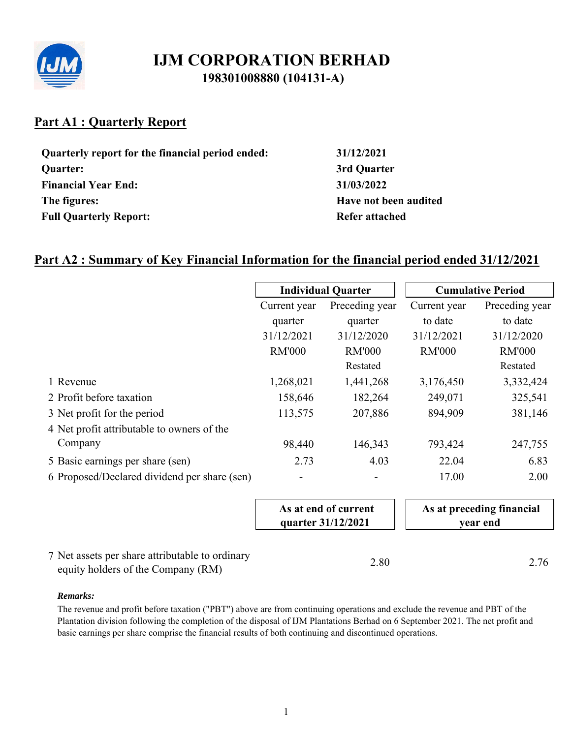# IJM CORPORATION BERHAD
**198301008880 (104131-A)**

## Part A1 : Quarterly Report

| | |
|---|---|
| **Quarterly report for the financial period ended:** | **31/12/2021** |
| **Quarter:** | **3rd Quarter** |
| **Financial Year End:** | **31/03/2022** |
| **The figures:** | **Have not been audited** |
| **Full Quarterly Report:** | **Refer attached** |

## Part A2 : Summary of Key Financial Information for the financial period ended 31/12/2021

| | Individual Quarter | | Cumulative Period | |
|---|---|---|---|---|
| | Current year quarter 31/12/2021 RM'000 | Preceding year quarter 31/12/2020 RM'000 Restated | Current year to date 31/12/2021 RM'000 | Preceding year to date 31/12/2020 RM'000 Restated |
| 1 Revenue | 1,268,021 | 1,441,268 | 3,176,450 | 3,332,424 |
| 2 Profit before taxation | 158,646 | 182,264 | 249,071 | 325,541 |
| 3 Net profit for the period | 113,575 | 207,886 | 894,909 | 381,146 |
| 4 Net profit attributable to owners of the Company | 98,440 | 146,343 | 793,424 | 247,755 |
| 5 Basic earnings per share (sen) | 2.73 | 4.03 | 22.04 | 6.83 |
| 6 Proposed/Declared dividend per share (sen) | - | - | 17.00 | 2.00 |

| | As at end of current quarter 31/12/2021 | As at preceding financial year end |
|---|---|---|
| 7 Net assets per share attributable to ordinary equity holders of the Company (RM) | 2.80 | 2.76 |

***Remarks:***

The revenue and profit before taxation ("PBT") above are from continuing operations and exclude the revenue and PBT of the Plantation division following the completion of the disposal of IJM Plantations Berhad on 6 September 2021. The net profit and basic earnings per share comprise the financial results of both continuing and discontinued operations.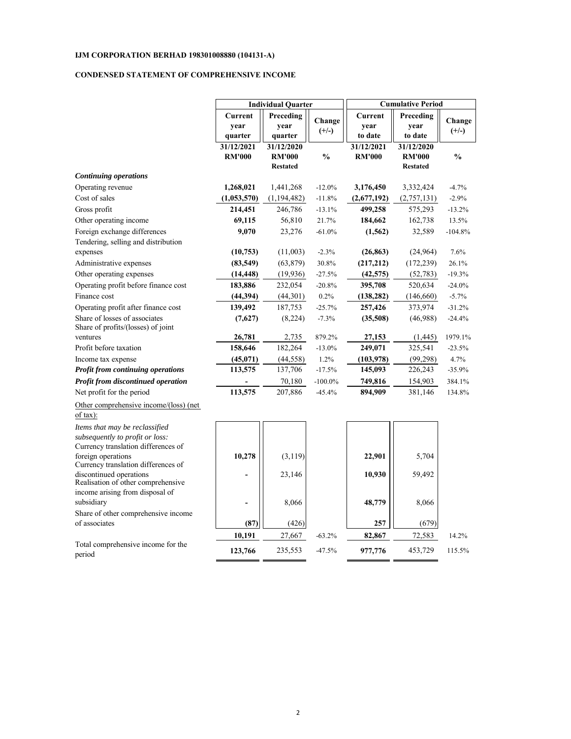**IJM CORPORATION BERHAD 198301008880 (104131-A)**

**CONDENSED STATEMENT OF COMPREHENSIVE INCOME**

| | Individual Quarter | | | Cumulative Period | | |
|---|---|---|---|---|---|---|
| | Current year quarter | Preceding year quarter | Change (+/-) | Current year to date | Preceding year to date | Change (+/-) |
| | 31/12/2021 RM'000 | 31/12/2020 RM'000 Restated | % | 31/12/2021 RM'000 | 31/12/2020 RM'000 Restated | % |
| ***Continuing operations*** | | | | | | |
| Operating revenue | **1,268,021** | 1,441,268 | -12.0% | **3,176,450** | 3,332,424 | -4.7% |
| Cost of sales | **(1,053,570)** | (1,194,482) | -11.8% | **(2,677,192)** | (2,757,131) | -2.9% |
| Gross profit | **214,451** | 246,786 | -13.1% | **499,258** | 575,293 | -13.2% |
| Other operating income | **69,115** | 56,810 | 21.7% | **184,662** | 162,738 | 13.5% |
| Foreign exchange differences | **9,070** | 23,276 | -61.0% | **(1,562)** | 32,589 | -104.8% |
| Tendering, selling and distribution expenses | **(10,753)** | (11,003) | -2.3% | **(26,863)** | (24,964) | 7.6% |
| Administrative expenses | **(83,549)** | (63,879) | 30.8% | **(217,212)** | (172,239) | 26.1% |
| Other operating expenses | **(14,448)** | (19,936) | -27.5% | **(42,575)** | (52,783) | -19.3% |
| Operating profit before finance cost | **183,886** | 232,054 | -20.8% | **395,708** | 520,634 | -24.0% |
| Finance cost | **(44,394)** | (44,301) | 0.2% | **(138,282)** | (146,660) | -5.7% |
| Operating profit after finance cost | **139,492** | 187,753 | -25.7% | **257,426** | 373,974 | -31.2% |
| Share of losses of associates | **(7,627)** | (8,224) | -7.3% | **(35,508)** | (46,988) | -24.4% |
| Share of profits/(losses) of joint ventures | **26,781** | 2,735 | 879.2% | **27,153** | (1,445) | 1979.1% |
| Profit before taxation | **158,646** | 182,264 | -13.0% | **249,071** | 325,541 | -23.5% |
| Income tax expense | **(45,071)** | (44,558) | 1.2% | **(103,978)** | (99,298) | 4.7% |
| ***Profit from continuing operations*** | **113,575** | 137,706 | -17.5% | **145,093** | 226,243 | -35.9% |
| ***Profit from discontinued operation*** | **-** | 70,180 | -100.0% | **749,816** | 154,903 | 384.1% |
| Net profit for the period | **113,575** | 207,886 | -45.4% | **894,909** | 381,146 | 134.8% |
| Other comprehensive income/(loss) (net of tax): | | | | | | |
| *Items that may be reclassified subsequently to profit or loss:* | | | | | | |
| Currency translation differences of foreign operations | **10,278** | (3,119) | | **22,901** | 5,704 | |
| Currency translation differences of discontinued operations | **-** | 23,146 | | **10,930** | 59,492 | |
| Realisation of other comprehensive income arising from disposal of subsidiary | **-** | 8,066 | | **48,779** | 8,066 | |
| Share of other comprehensive income of associates | **(87)** | (426) | | **257** | (679) | |
| | **10,191** | 27,667 | -63.2% | **82,867** | 72,583 | 14.2% |
| Total comprehensive income for the period | **123,766** | 235,553 | -47.5% | **977,776** | 453,729 | 115.5% |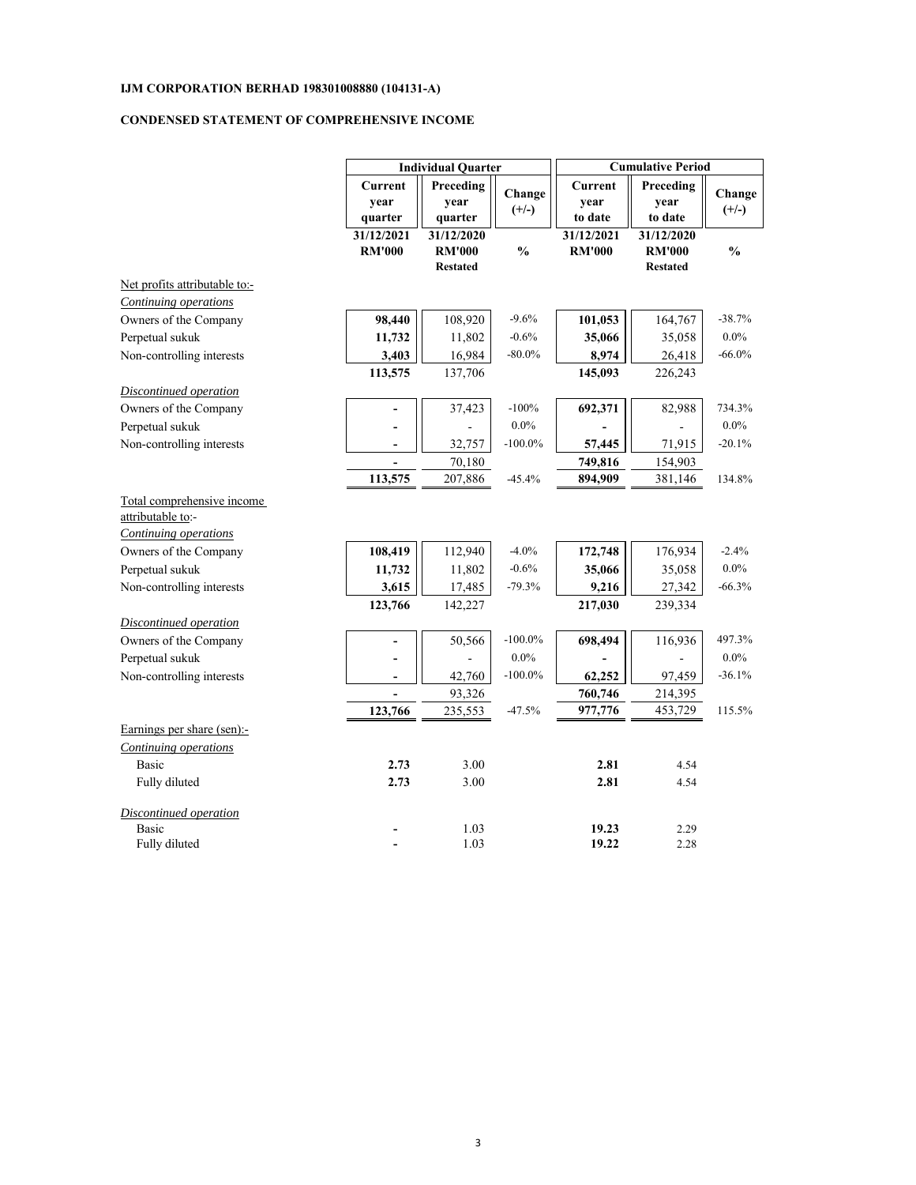**IJM CORPORATION BERHAD 198301008880 (104131-A)**

**CONDENSED STATEMENT OF COMPREHENSIVE INCOME**

| | Individual Quarter | | | Cumulative Period | | |
|---|---|---|---|---|---|---|
| | Current year quarter | Preceding year quarter | Change (+/-) | Current year to date | Preceding year to date | Change (+/-) |
| | 31/12/2021 RM'000 | 31/12/2020 RM'000 Restated | % | 31/12/2021 RM'000 | 31/12/2020 RM'000 Restated | % |
| Net profits attributable to:- | | | | | | |
| *Continuing operations* | | | | | | |
| Owners of the Company | **98,440** | 108,920 | -9.6% | **101,053** | 164,767 | -38.7% |
| Perpetual sukuk | **11,732** | 11,802 | -0.6% | **35,066** | 35,058 | 0.0% |
| Non-controlling interests | **3,403** | 16,984 | -80.0% | **8,974** | 26,418 | -66.0% |
| | **113,575** | 137,706 | | **145,093** | 226,243 | |
| *Discontinued operation* | | | | | | |
| Owners of the Company | **-** | 37,423 | -100% | **692,371** | 82,988 | 734.3% |
| Perpetual sukuk | **-** | - | 0.0% | **-** | - | 0.0% |
| Non-controlling interests | **-** | 32,757 | -100.0% | **57,445** | 71,915 | -20.1% |
| | **-** | 70,180 | | **749,816** | 154,903 | |
| | **113,575** | 207,886 | -45.4% | **894,909** | 381,146 | 134.8% |
| Total comprehensive income attributable to:- | | | | | | |
| *Continuing operations* | | | | | | |
| Owners of the Company | **108,419** | 112,940 | -4.0% | **172,748** | 176,934 | -2.4% |
| Perpetual sukuk | **11,732** | 11,802 | -0.6% | **35,066** | 35,058 | 0.0% |
| Non-controlling interests | **3,615** | 17,485 | -79.3% | **9,216** | 27,342 | -66.3% |
| | **123,766** | 142,227 | | **217,030** | 239,334 | |
| *Discontinued operation* | | | | | | |
| Owners of the Company | **-** | 50,566 | -100.0% | **698,494** | 116,936 | 497.3% |
| Perpetual sukuk | **-** | - | 0.0% | **-** | - | 0.0% |
| Non-controlling interests | **-** | 42,760 | -100.0% | **62,252** | 97,459 | -36.1% |
| | **-** | 93,326 | | **760,746** | 214,395 | |
| | **123,766** | 235,553 | -47.5% | **977,776** | 453,729 | 115.5% |
| Earnings per share (sen):- | | | | | | |
| *Continuing operations* | | | | | | |
| Basic | **2.73** | 3.00 | | **2.81** | 4.54 | |
| Fully diluted | **2.73** | 3.00 | | **2.81** | 4.54 | |
| *Discontinued operation* | | | | | | |
| Basic | **-** | 1.03 | | **19.23** | 2.29 | |
| Fully diluted | **-** | 1.03 | | **19.22** | 2.28 | |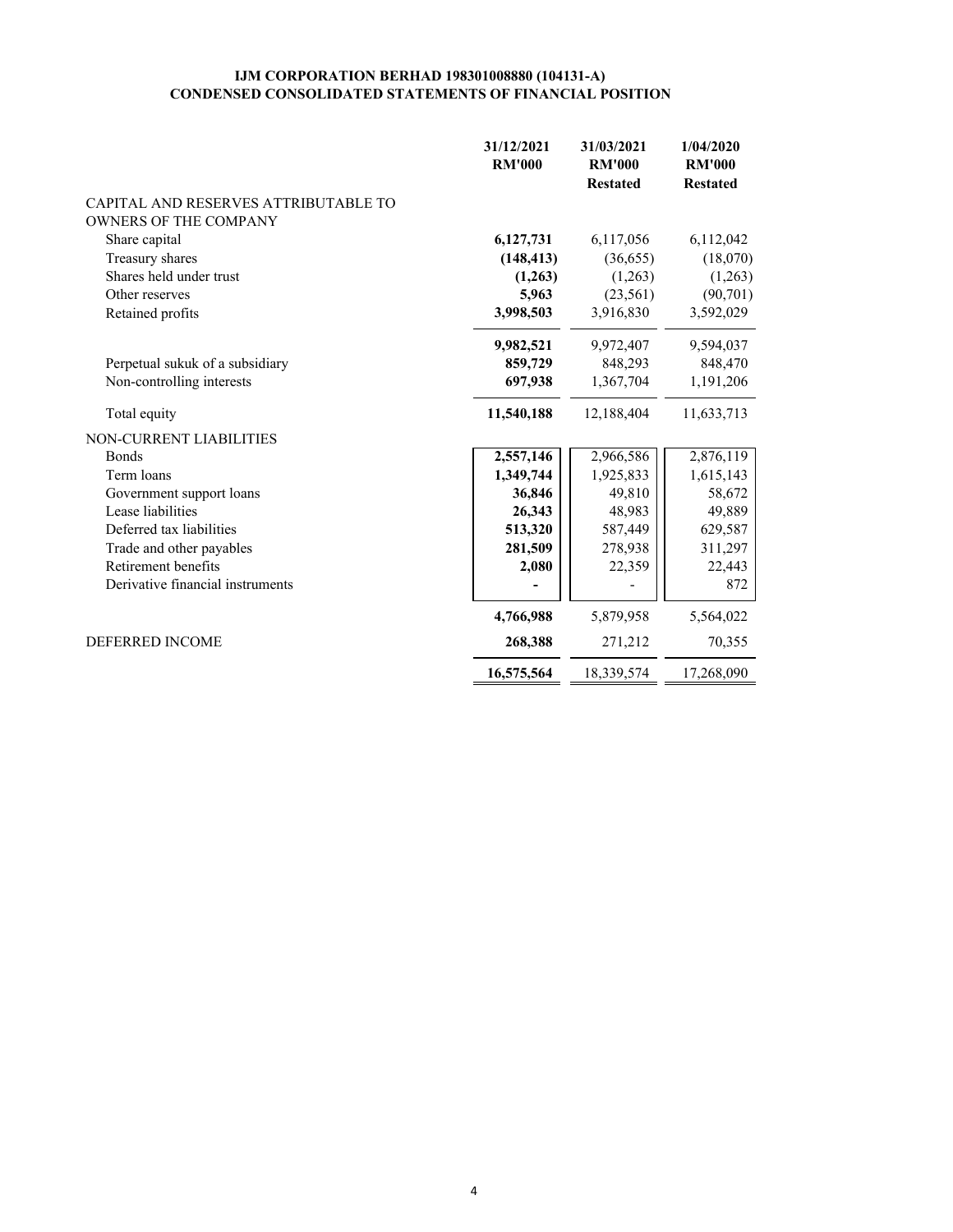# IJM CORPORATION BERHAD 198301008880 (104131-A)
## CONDENSED CONSOLIDATED STATEMENTS OF FINANCIAL POSITION

| | 31/12/2021 RM'000 | 31/03/2021 RM'000 Restated | 1/04/2020 RM'000 Restated |
|---|---|---|---|
| CAPITAL AND RESERVES ATTRIBUTABLE TO OWNERS OF THE COMPANY | | | |
| Share capital | **6,127,731** | 6,117,056 | 6,112,042 |
| Treasury shares | **(148,413)** | (36,655) | (18,070) |
| Shares held under trust | **(1,263)** | (1,263) | (1,263) |
| Other reserves | **5,963** | (23,561) | (90,701) |
| Retained profits | **3,998,503** | 3,916,830 | 3,592,029 |
| | **9,982,521** | 9,972,407 | 9,594,037 |
| Perpetual sukuk of a subsidiary | **859,729** | 848,293 | 848,470 |
| Non-controlling interests | **697,938** | 1,367,704 | 1,191,206 |
| Total equity | **11,540,188** | 12,188,404 | 11,633,713 |
| NON-CURRENT LIABILITIES | | | |
| Bonds | **2,557,146** | 2,966,586 | 2,876,119 |
| Term loans | **1,349,744** | 1,925,833 | 1,615,143 |
| Government support loans | **36,846** | 49,810 | 58,672 |
| Lease liabilities | **26,343** | 48,983 | 49,889 |
| Deferred tax liabilities | **513,320** | 587,449 | 629,587 |
| Trade and other payables | **281,509** | 278,938 | 311,297 |
| Retirement benefits | **2,080** | 22,359 | 22,443 |
| Derivative financial instruments | **-** | - | 872 |
| | **4,766,988** | 5,879,958 | 5,564,022 |
| DEFERRED INCOME | **268,388** | 271,212 | 70,355 |
| | **16,575,564** | 18,339,574 | 17,268,090 |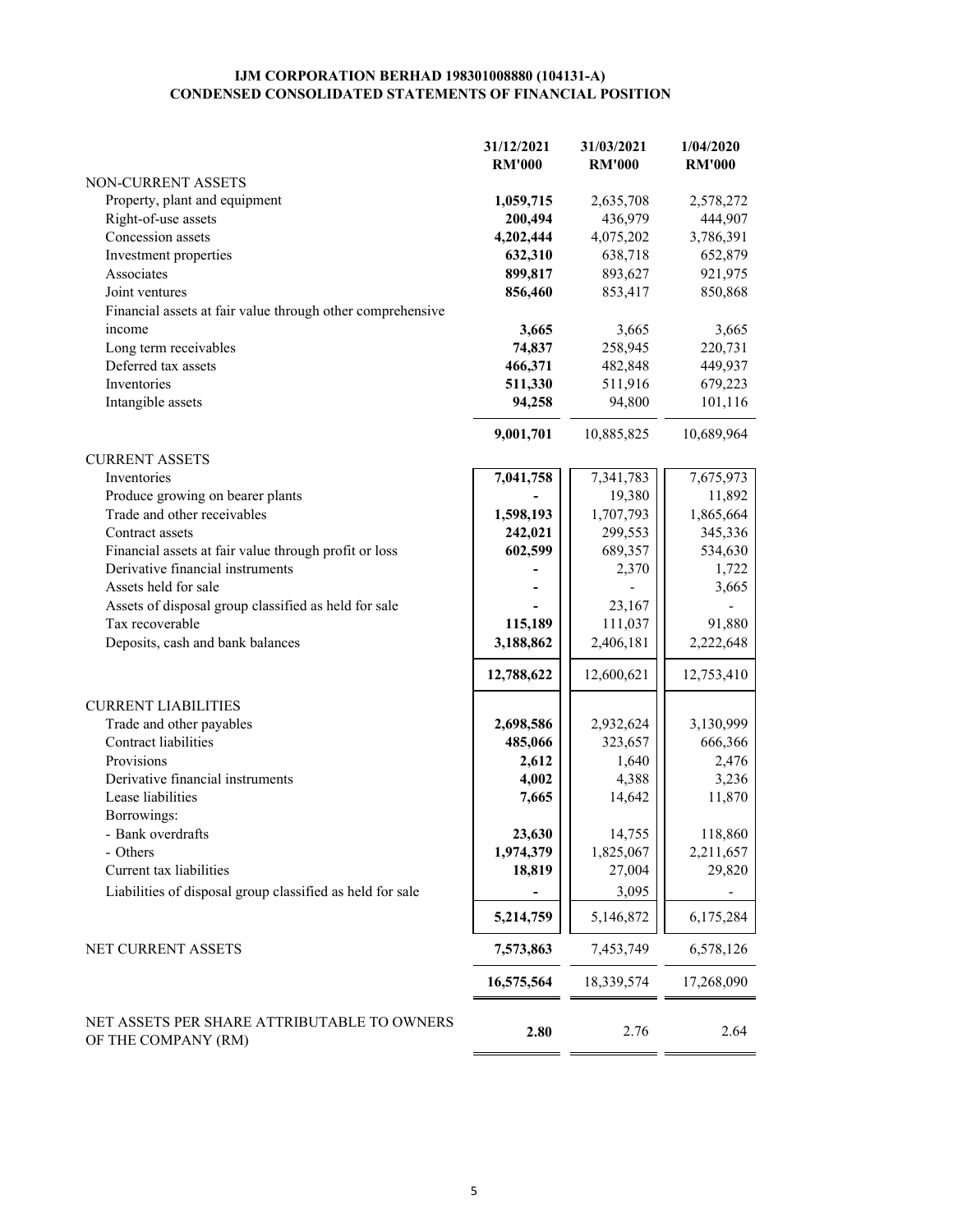# IJM CORPORATION BERHAD 198301008880 (104131-A)
## CONDENSED CONSOLIDATED STATEMENTS OF FINANCIAL POSITION

| | 31/12/2021 RM'000 | 31/03/2021 RM'000 | 1/04/2020 RM'000 |
|---|---|---|---|
| **NON-CURRENT ASSETS** | | | |
| Property, plant and equipment | **1,059,715** | 2,635,708 | 2,578,272 |
| Right-of-use assets | **200,494** | 436,979 | 444,907 |
| Concession assets | **4,202,444** | 4,075,202 | 3,786,391 |
| Investment properties | **632,310** | 638,718 | 652,879 |
| Associates | **899,817** | 893,627 | 921,975 |
| Joint ventures | **856,460** | 853,417 | 850,868 |
| Financial assets at fair value through other comprehensive income | **3,665** | 3,665 | 3,665 |
| Long term receivables | **74,837** | 258,945 | 220,731 |
| Deferred tax assets | **466,371** | 482,848 | 449,937 |
| Inventories | **511,330** | 511,916 | 679,223 |
| Intangible assets | **94,258** | 94,800 | 101,116 |
| | **9,001,701** | 10,885,825 | 10,689,964 |
| **CURRENT ASSETS** | | | |
| Inventories | **7,041,758** | 7,341,783 | 7,675,973 |
| Produce growing on bearer plants | **-** | 19,380 | 11,892 |
| Trade and other receivables | **1,598,193** | 1,707,793 | 1,865,664 |
| Contract assets | **242,021** | 299,553 | 345,336 |
| Financial assets at fair value through profit or loss | **602,599** | 689,357 | 534,630 |
| Derivative financial instruments | **-** | 2,370 | 1,722 |
| Assets held for sale | **-** | - | 3,665 |
| Assets of disposal group classified as held for sale | **-** | 23,167 | - |
| Tax recoverable | **115,189** | 111,037 | 91,880 |
| Deposits, cash and bank balances | **3,188,862** | 2,406,181 | 2,222,648 |
| | **12,788,622** | 12,600,621 | 12,753,410 |
| **CURRENT LIABILITIES** | | | |
| Trade and other payables | **2,698,586** | 2,932,624 | 3,130,999 |
| Contract liabilities | **485,066** | 323,657 | 666,366 |
| Provisions | **2,612** | 1,640 | 2,476 |
| Derivative financial instruments | **4,002** | 4,388 | 3,236 |
| Lease liabilities | **7,665** | 14,642 | 11,870 |
| Borrowings: | | | |
| - Bank overdrafts | **23,630** | 14,755 | 118,860 |
| - Others | **1,974,379** | 1,825,067 | 2,211,657 |
| Current tax liabilities | **18,819** | 27,004 | 29,820 |
| Liabilities of disposal group classified as held for sale | **-** | 3,095 | - |
| | **5,214,759** | 5,146,872 | 6,175,284 |
| NET CURRENT ASSETS | **7,573,863** | 7,453,749 | 6,578,126 |
| | **16,575,564** | 18,339,574 | 17,268,090 |
| NET ASSETS PER SHARE ATTRIBUTABLE TO OWNERS OF THE COMPANY (RM) | **2.80** | 2.76 | 2.64 |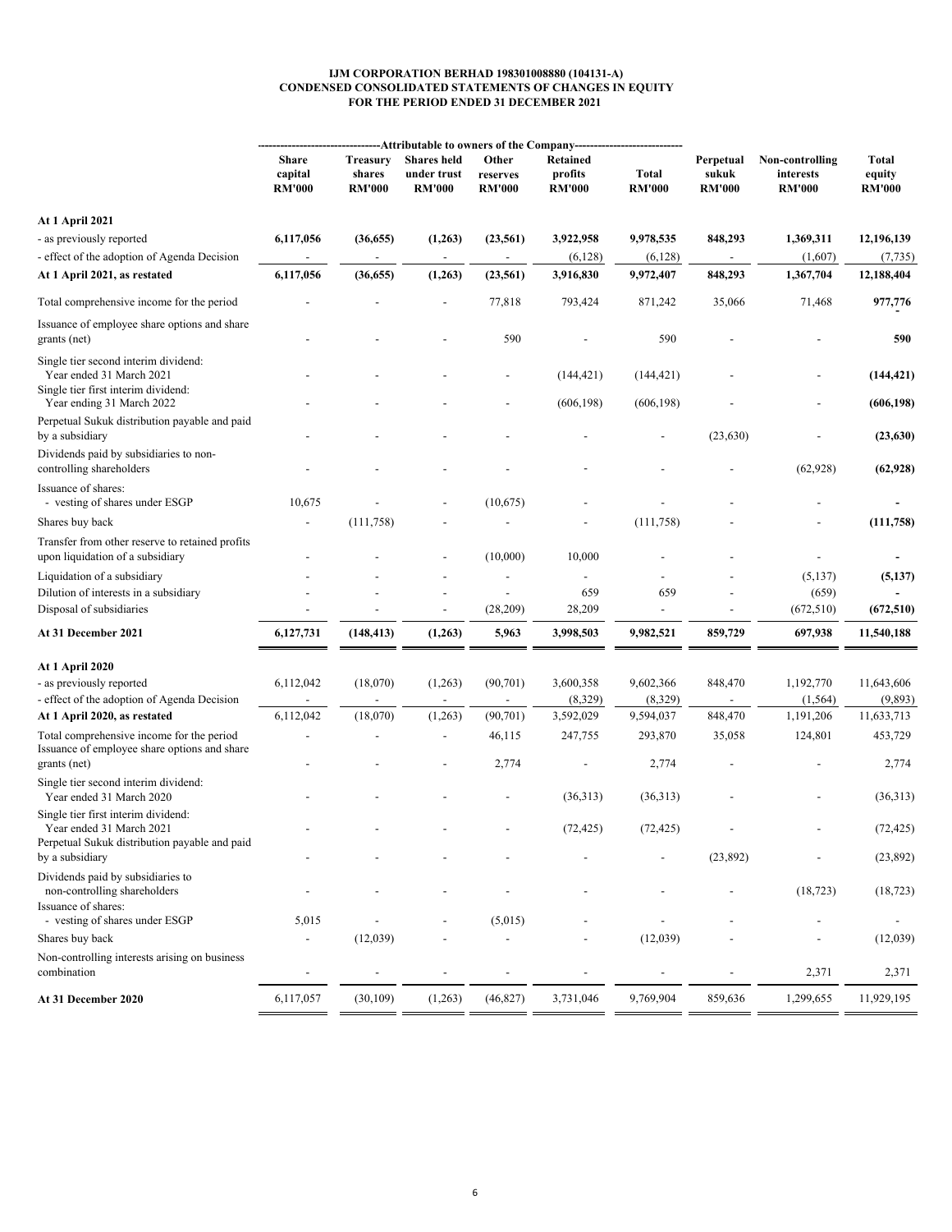**IJM CORPORATION BERHAD 198301008880 (104131-A)**
**CONDENSED CONSOLIDATED STATEMENTS OF CHANGES IN EQUITY**
**FOR THE PERIOD ENDED 31 DECEMBER 2021**

| | Attributable to owners of the Company | | | | | | | | |
|---|---|---|---|---|---|---|---|---|---|
| | **Share capital RM'000** | **Treasury shares RM'000** | **Shares held under trust RM'000** | **Other reserves RM'000** | **Retained profits RM'000** | **Total RM'000** | **Perpetual sukuk RM'000** | **Non-controlling interests RM'000** | **Total equity RM'000** |
| **At 1 April 2021** | | | | | | | | | |
| - as previously reported | **6,117,056** | **(36,655)** | **(1,263)** | **(23,561)** | **3,922,958** | **9,978,535** | **848,293** | **1,369,311** | **12,196,139** |
| - effect of the adoption of Agenda Decision | - | - | - | - | (6,128) | (6,128) | - | (1,607) | (7,735) |
| **At 1 April 2021, as restated** | **6,117,056** | **(36,655)** | **(1,263)** | **(23,561)** | **3,916,830** | **9,972,407** | **848,293** | **1,367,704** | **12,188,404** |
| Total comprehensive income for the period | - | - | - | 77,818 | 793,424 | 871,242 | 35,066 | 71,468 | **977,776** |
| Issuance of employee share options and share grants (net) | - | - | - | 590 | - | 590 | - | - | **590** |
| Single tier second interim dividend: Year ended 31 March 2021 | - | - | - | - | (144,421) | (144,421) | - | - | **(144,421)** |
| Single tier first interim dividend: Year ending 31 March 2022 | - | - | - | - | (606,198) | (606,198) | - | - | **(606,198)** |
| Perpetual Sukuk distribution payable and paid by a subsidiary | - | - | - | - | - | - | (23,630) | - | **(23,630)** |
| Dividends paid by subsidiaries to non-controlling shareholders | - | - | - | - | - | - | - | (62,928) | **(62,928)** |
| Issuance of shares: - vesting of shares under ESGP | 10,675 | - | - | (10,675) | - | - | - | - | **-** |
| Shares buy back | - | (111,758) | - | - | - | (111,758) | - | - | **(111,758)** |
| Transfer from other reserve to retained profits upon liquidation of a subsidiary | - | - | - | (10,000) | 10,000 | - | - | - | **-** |
| Liquidation of a subsidiary | - | - | - | - | - | - | - | (5,137) | **(5,137)** |
| Dilution of interests in a subsidiary | - | - | - | - | 659 | 659 | - | (659) | **-** |
| Disposal of subsidiaries | - | - | - | (28,209) | 28,209 | - | - | (672,510) | **(672,510)** |
| **At 31 December 2021** | **6,127,731** | **(148,413)** | **(1,263)** | **5,963** | **3,998,503** | **9,982,521** | **859,729** | **697,938** | **11,540,188** |
| **At 1 April 2020** | | | | | | | | | |
| - as previously reported | 6,112,042 | (18,070) | (1,263) | (90,701) | 3,600,358 | 9,602,366 | 848,470 | 1,192,770 | 11,643,606 |
| - effect of the adoption of Agenda Decision | - | - | - | - | (8,329) | (8,329) | - | (1,564) | (9,893) |
| **At 1 April 2020, as restated** | 6,112,042 | (18,070) | (1,263) | (90,701) | 3,592,029 | 9,594,037 | 848,470 | 1,191,206 | 11,633,713 |
| Total comprehensive income for the period | - | - | - | 46,115 | 247,755 | 293,870 | 35,058 | 124,801 | 453,729 |
| Issuance of employee share options and share grants (net) | - | - | - | 2,774 | - | 2,774 | - | - | 2,774 |
| Single tier second interim dividend: Year ended 31 March 2020 | - | - | - | - | (36,313) | (36,313) | - | - | (36,313) |
| Single tier first interim dividend: Year ended 31 March 2021 | - | - | - | - | (72,425) | (72,425) | - | - | (72,425) |
| Perpetual Sukuk distribution payable and paid by a subsidiary | - | - | - | - | - | - | (23,892) | - | (23,892) |
| Dividends paid by subsidiaries to non-controlling shareholders | - | - | - | - | - | - | - | (18,723) | (18,723) |
| Issuance of shares: - vesting of shares under ESGP | 5,015 | - | - | (5,015) | - | - | - | - | - |
| Shares buy back | - | (12,039) | - | - | - | (12,039) | - | - | (12,039) |
| Non-controlling interests arising on business combination | - | - | - | - | - | - | - | 2,371 | 2,371 |
| **At 31 December 2020** | 6,117,057 | (30,109) | (1,263) | (46,827) | 3,731,046 | 9,769,904 | 859,636 | 1,299,655 | 11,929,195 |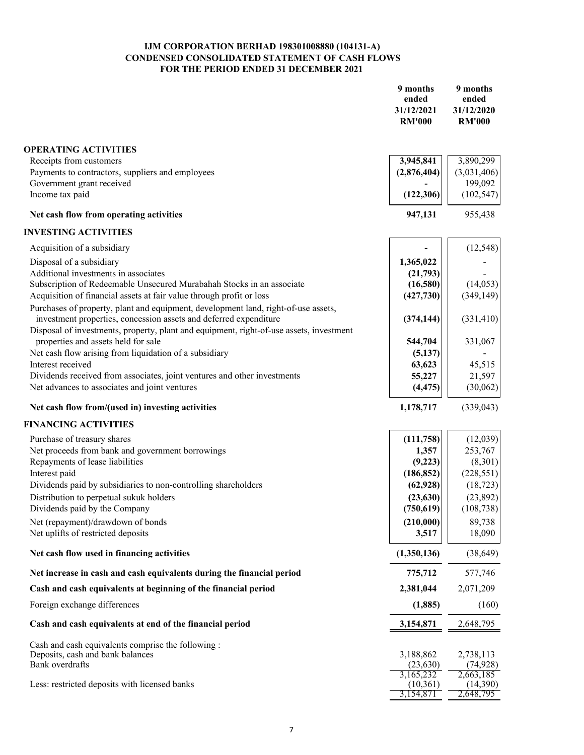**IJM CORPORATION BERHAD 198301008880 (104131-A)**
**CONDENSED CONSOLIDATED STATEMENT OF CASH FLOWS**
**FOR THE PERIOD ENDED 31 DECEMBER 2021**

| | 9 months ended 31/12/2021 RM'000 | 9 months ended 31/12/2020 RM'000 |
|---|---|---|
| **OPERATING ACTIVITIES** | | |
| Receipts from customers | **3,945,841** | 3,890,299 |
| Payments to contractors, suppliers and employees | **(2,876,404)** | (3,031,406) |
| Government grant received | **-** | 199,092 |
| Income tax paid | **(122,306)** | (102,547) |
| **Net cash flow from operating activities** | **947,131** | 955,438 |
| **INVESTING ACTIVITIES** | | |
| Acquisition of a subsidiary | **-** | (12,548) |
| Disposal of a subsidiary | **1,365,022** | - |
| Additional investments in associates | **(21,793)** | - |
| Subscription of Redeemable Unsecured Murabahah Stocks in an associate | **(16,580)** | (14,053) |
| Acquisition of financial assets at fair value through profit or loss | **(427,730)** | (349,149) |
| Purchases of property, plant and equipment, development land, right-of-use assets, investment properties, concession assets and deferred expenditure | **(374,144)** | (331,410) |
| Disposal of investments, property, plant and equipment, right-of-use assets, investment properties and assets held for sale | **544,704** | 331,067 |
| Net cash flow arising from liquidation of a subsidiary | **(5,137)** | - |
| Interest received | **63,623** | 45,515 |
| Dividends received from associates, joint ventures and other investments | **55,227** | 21,597 |
| Net advances to associates and joint ventures | **(4,475)** | (30,062) |
| **Net cash flow from/(used in) investing activities** | **1,178,717** | (339,043) |
| **FINANCING ACTIVITIES** | | |
| Purchase of treasury shares | **(111,758)** | (12,039) |
| Net proceeds from bank and government borrowings | **1,357** | 253,767 |
| Repayments of lease liabilities | **(9,223)** | (8,301) |
| Interest paid | **(186,852)** | (228,551) |
| Dividends paid by subsidiaries to non-controlling shareholders | **(62,928)** | (18,723) |
| Distribution to perpetual sukuk holders | **(23,630)** | (23,892) |
| Dividends paid by the Company | **(750,619)** | (108,738) |
| Net (repayment)/drawdown of bonds | **(210,000)** | 89,738 |
| Net uplifts of restricted deposits | **3,517** | 18,090 |
| **Net cash flow used in financing activities** | **(1,350,136)** | (38,649) |
| **Net increase in cash and cash equivalents during the financial period** | **775,712** | 577,746 |
| **Cash and cash equivalents at beginning of the financial period** | **2,381,044** | 2,071,209 |
| Foreign exchange differences | **(1,885)** | (160) |
| **Cash and cash equivalents at end of the financial period** | **3,154,871** | 2,648,795 |
| Cash and cash equivalents comprise the following : | | |
| Deposits, cash and bank balances | 3,188,862 | 2,738,113 |
| Bank overdrafts | (23,630) | (74,928) |
| | 3,165,232 | 2,663,185 |
| Less: restricted deposits with licensed banks | (10,361) | (14,390) |
| | 3,154,871 | 2,648,795 |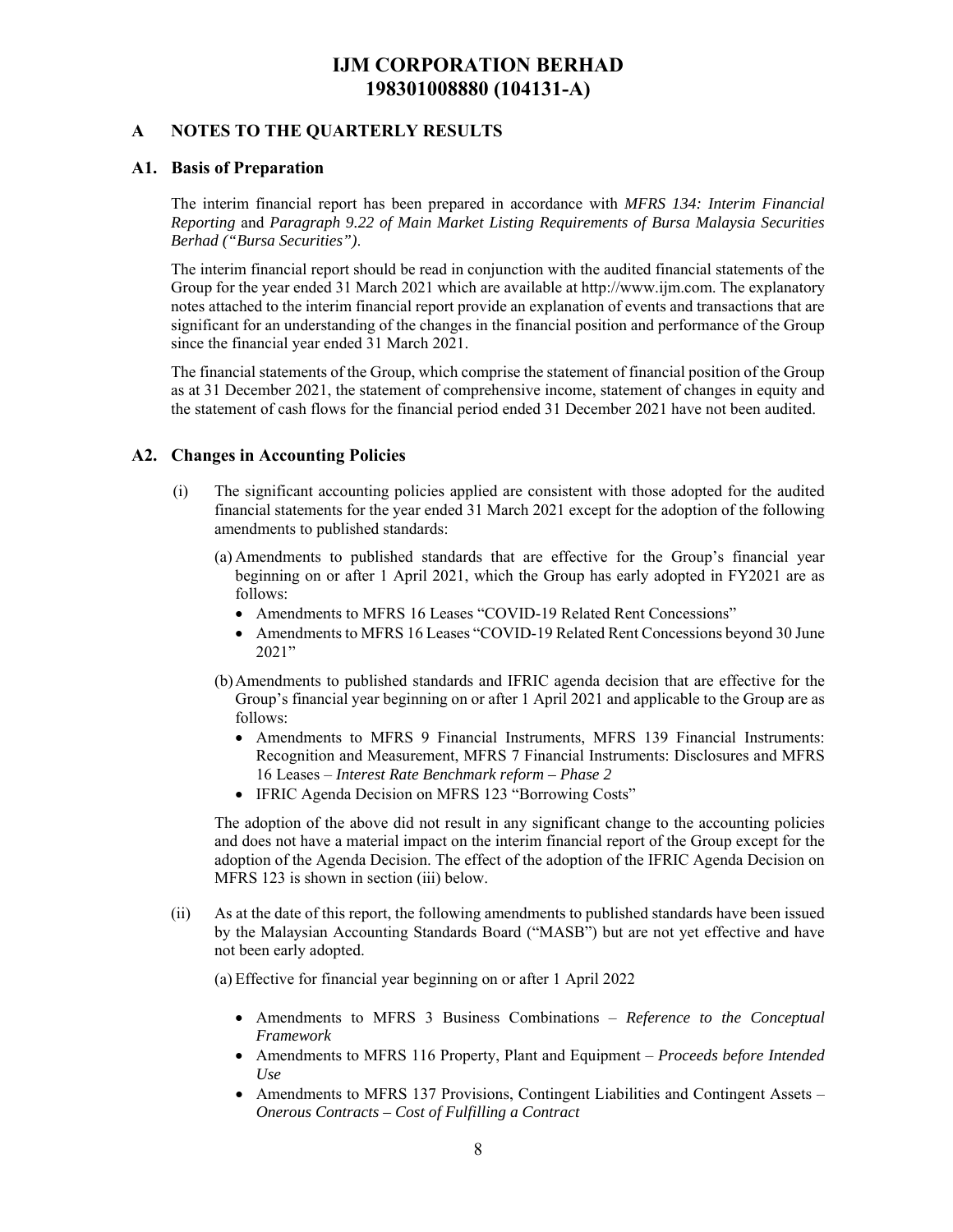# IJM CORPORATION BERHAD
# 198301008880 (104131-A)

## A NOTES TO THE QUARTERLY RESULTS

### A1. Basis of Preparation

The interim financial report has been prepared in accordance with *MFRS 134: Interim Financial Reporting* and *Paragraph 9.22 of Main Market Listing Requirements of Bursa Malaysia Securities Berhad ("Bursa Securities")*.

The interim financial report should be read in conjunction with the audited financial statements of the Group for the year ended 31 March 2021 which are available at http://www.ijm.com. The explanatory notes attached to the interim financial report provide an explanation of events and transactions that are significant for an understanding of the changes in the financial position and performance of the Group since the financial year ended 31 March 2021.

The financial statements of the Group, which comprise the statement of financial position of the Group as at 31 December 2021, the statement of comprehensive income, statement of changes in equity and the statement of cash flows for the financial period ended 31 December 2021 have not been audited.

### A2. Changes in Accounting Policies

(i) The significant accounting policies applied are consistent with those adopted for the audited financial statements for the year ended 31 March 2021 except for the adoption of the following amendments to published standards:

(a) Amendments to published standards that are effective for the Group's financial year beginning on or after 1 April 2021, which the Group has early adopted in FY2021 are as follows:

- Amendments to MFRS 16 Leases "COVID-19 Related Rent Concessions"
- Amendments to MFRS 16 Leases "COVID-19 Related Rent Concessions beyond 30 June 2021"

(b) Amendments to published standards and IFRIC agenda decision that are effective for the Group's financial year beginning on or after 1 April 2021 and applicable to the Group are as follows:

- Amendments to MFRS 9 Financial Instruments, MFRS 139 Financial Instruments: Recognition and Measurement, MFRS 7 Financial Instruments: Disclosures and MFRS 16 Leases – *Interest Rate Benchmark reform – Phase 2*
- IFRIC Agenda Decision on MFRS 123 "Borrowing Costs"

The adoption of the above did not result in any significant change to the accounting policies and does not have a material impact on the interim financial report of the Group except for the adoption of the Agenda Decision. The effect of the adoption of the IFRIC Agenda Decision on MFRS 123 is shown in section (iii) below.

(ii) As at the date of this report, the following amendments to published standards have been issued by the Malaysian Accounting Standards Board ("MASB") but are not yet effective and have not been early adopted.

(a) Effective for financial year beginning on or after 1 April 2022

- Amendments to MFRS 3 Business Combinations – *Reference to the Conceptual Framework*
- Amendments to MFRS 116 Property, Plant and Equipment – *Proceeds before Intended Use*
- Amendments to MFRS 137 Provisions, Contingent Liabilities and Contingent Assets – *Onerous Contracts – Cost of Fulfilling a Contract*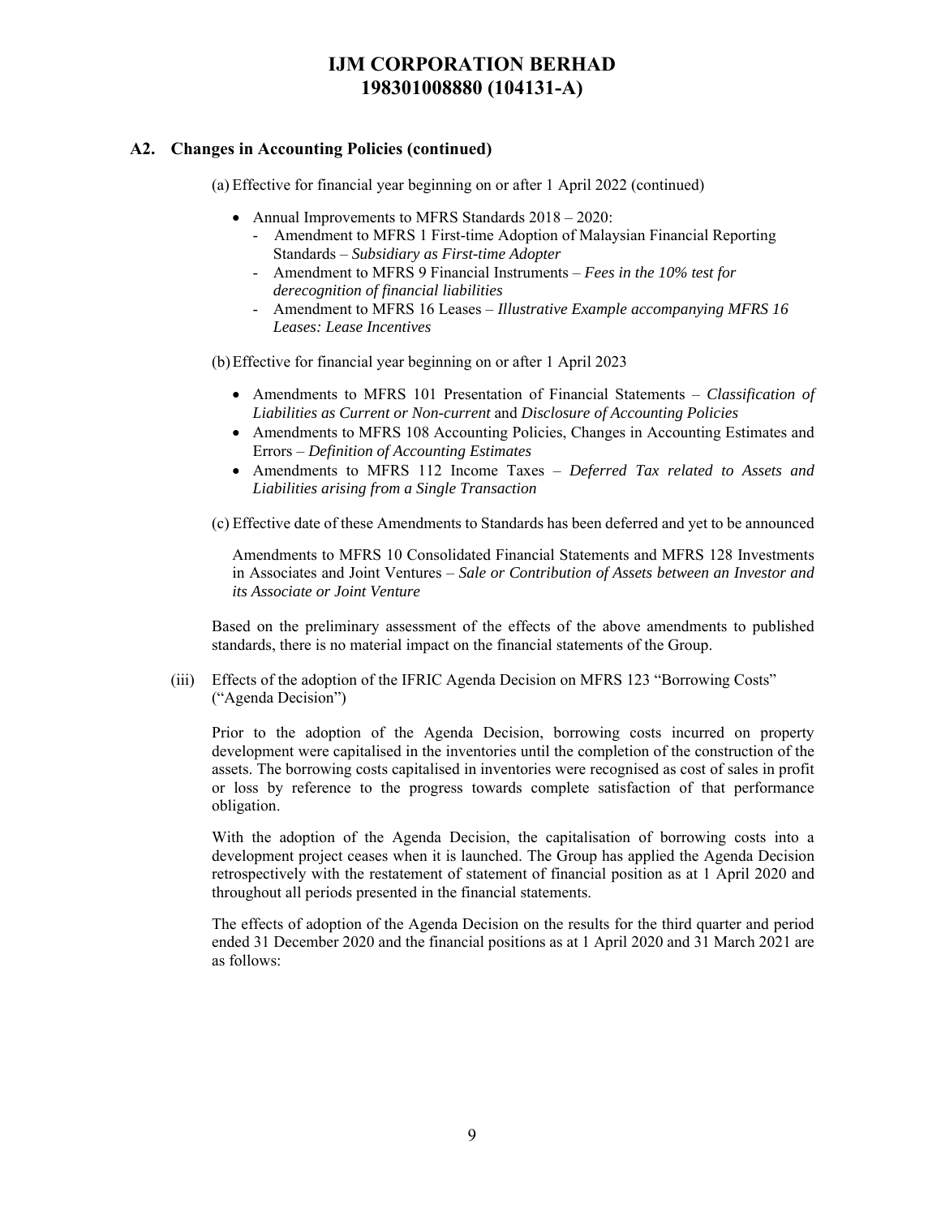## A2. Changes in Accounting Policies (continued)

(a) Effective for financial year beginning on or after 1 April 2022 (continued)

- Annual Improvements to MFRS Standards 2018 – 2020:
  - Amendment to MFRS 1 First-time Adoption of Malaysian Financial Reporting Standards – *Subsidiary as First-time Adopter*
  - Amendment to MFRS 9 Financial Instruments – *Fees in the 10% test for derecognition of financial liabilities*
  - Amendment to MFRS 16 Leases – *Illustrative Example accompanying MFRS 16 Leases: Lease Incentives*

(b) Effective for financial year beginning on or after 1 April 2023

- Amendments to MFRS 101 Presentation of Financial Statements – *Classification of Liabilities as Current or Non-current* and *Disclosure of Accounting Policies*
- Amendments to MFRS 108 Accounting Policies, Changes in Accounting Estimates and Errors – *Definition of Accounting Estimates*
- Amendments to MFRS 112 Income Taxes – *Deferred Tax related to Assets and Liabilities arising from a Single Transaction*

(c) Effective date of these Amendments to Standards has been deferred and yet to be announced

Amendments to MFRS 10 Consolidated Financial Statements and MFRS 128 Investments in Associates and Joint Ventures – *Sale or Contribution of Assets between an Investor and its Associate or Joint Venture*

Based on the preliminary assessment of the effects of the above amendments to published standards, there is no material impact on the financial statements of the Group.

(iii) Effects of the adoption of the IFRIC Agenda Decision on MFRS 123 "Borrowing Costs" ("Agenda Decision")

Prior to the adoption of the Agenda Decision, borrowing costs incurred on property development were capitalised in the inventories until the completion of the construction of the assets. The borrowing costs capitalised in inventories were recognised as cost of sales in profit or loss by reference to the progress towards complete satisfaction of that performance obligation.

With the adoption of the Agenda Decision, the capitalisation of borrowing costs into a development project ceases when it is launched. The Group has applied the Agenda Decision retrospectively with the restatement of statement of financial position as at 1 April 2020 and throughout all periods presented in the financial statements.

The effects of adoption of the Agenda Decision on the results for the third quarter and period ended 31 December 2020 and the financial positions as at 1 April 2020 and 31 March 2021 are as follows: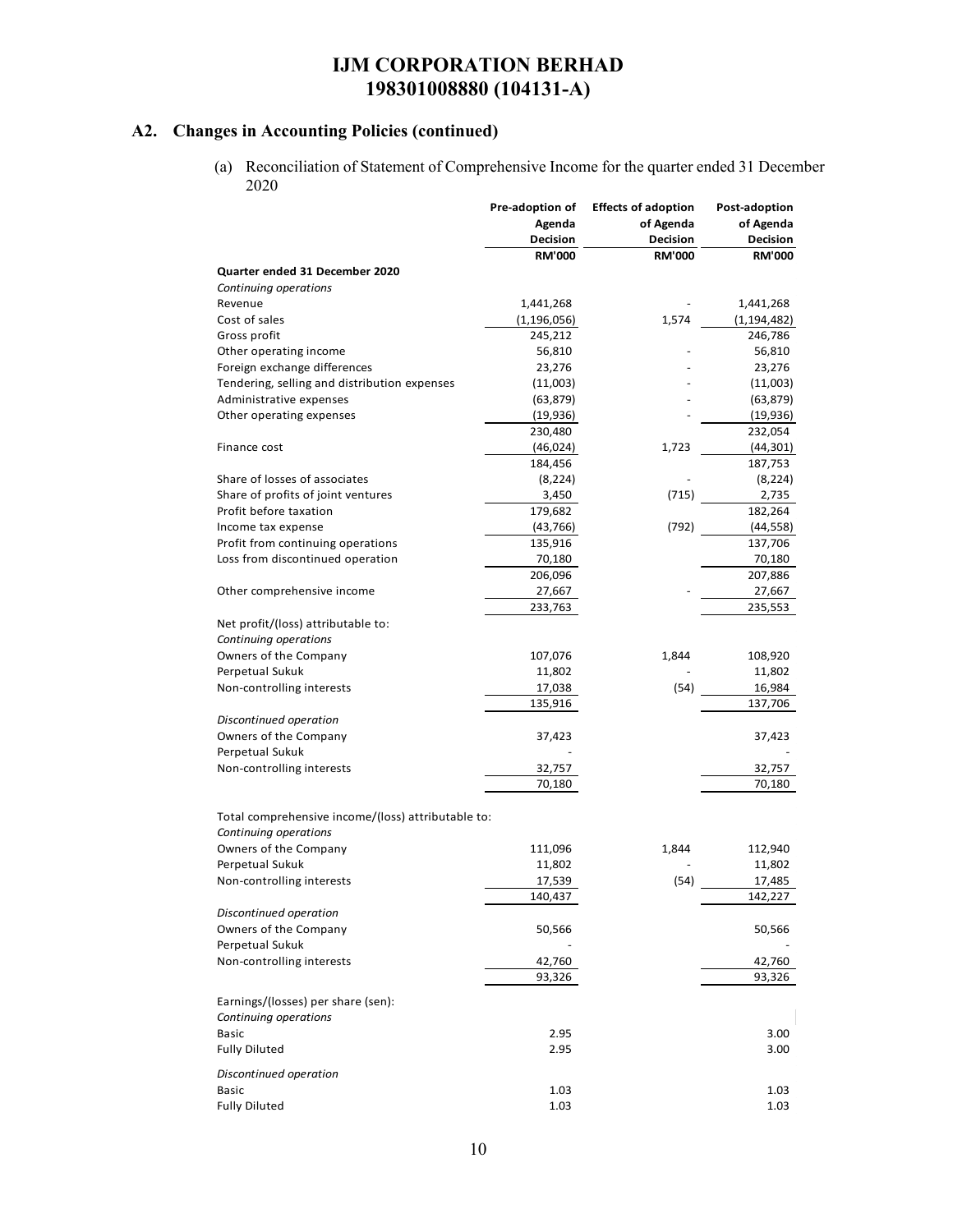## A2. Changes in Accounting Policies (continued)

(a) Reconciliation of Statement of Comprehensive Income for the quarter ended 31 December 2020

| | Pre-adoption of Agenda Decision | Effects of adoption of Agenda Decision | Post-adoption of Agenda Decision |
|---|---|---|---|
| | RM'000 | RM'000 | RM'000 |
| **Quarter ended 31 December 2020** | | | |
| *Continuing operations* | | | |
| Revenue | 1,441,268 | - | 1,441,268 |
| Cost of sales | (1,196,056) | 1,574 | (1,194,482) |
| Gross profit | 245,212 | | 246,786 |
| Other operating income | 56,810 | - | 56,810 |
| Foreign exchange differences | 23,276 | - | 23,276 |
| Tendering, selling and distribution expenses | (11,003) | - | (11,003) |
| Administrative expenses | (63,879) | - | (63,879) |
| Other operating expenses | (19,936) | - | (19,936) |
| | 230,480 | | 232,054 |
| Finance cost | (46,024) | 1,723 | (44,301) |
| | 184,456 | | 187,753 |
| Share of losses of associates | (8,224) | - | (8,224) |
| Share of profits of joint ventures | 3,450 | (715) | 2,735 |
| Profit before taxation | 179,682 | | 182,264 |
| Income tax expense | (43,766) | (792) | (44,558) |
| Profit from continuing operations | 135,916 | | 137,706 |
| Loss from discontinued operation | 70,180 | | 70,180 |
| | 206,096 | | 207,886 |
| Other comprehensive income | 27,667 | - | 27,667 |
| | 233,763 | | 235,553 |
| Net profit/(loss) attributable to: | | | |
| *Continuing operations* | | | |
| Owners of the Company | 107,076 | 1,844 | 108,920 |
| Perpetual Sukuk | 11,802 | - | 11,802 |
| Non-controlling interests | 17,038 | (54) | 16,984 |
| | 135,916 | | 137,706 |
| *Discontinued operation* | | | |
| Owners of the Company | 37,423 | | 37,423 |
| Perpetual Sukuk | - | | - |
| Non-controlling interests | 32,757 | | 32,757 |
| | 70,180 | | 70,180 |
| Total comprehensive income/(loss) attributable to: | | | |
| *Continuing operations* | | | |
| Owners of the Company | 111,096 | 1,844 | 112,940 |
| Perpetual Sukuk | 11,802 | - | 11,802 |
| Non-controlling interests | 17,539 | (54) | 17,485 |
| | 140,437 | | 142,227 |
| *Discontinued operation* | | | |
| Owners of the Company | 50,566 | | 50,566 |
| Perpetual Sukuk | - | | - |
| Non-controlling interests | 42,760 | | 42,760 |
| | 93,326 | | 93,326 |
| Earnings/(losses) per share (sen): | | | |
| *Continuing operations* | | | |
| Basic | 2.95 | | 3.00 |
| Fully Diluted | 2.95 | | 3.00 |
| *Discontinued operation* | | | |
| Basic | 1.03 | | 1.03 |
| Fully Diluted | 1.03 | | 1.03 |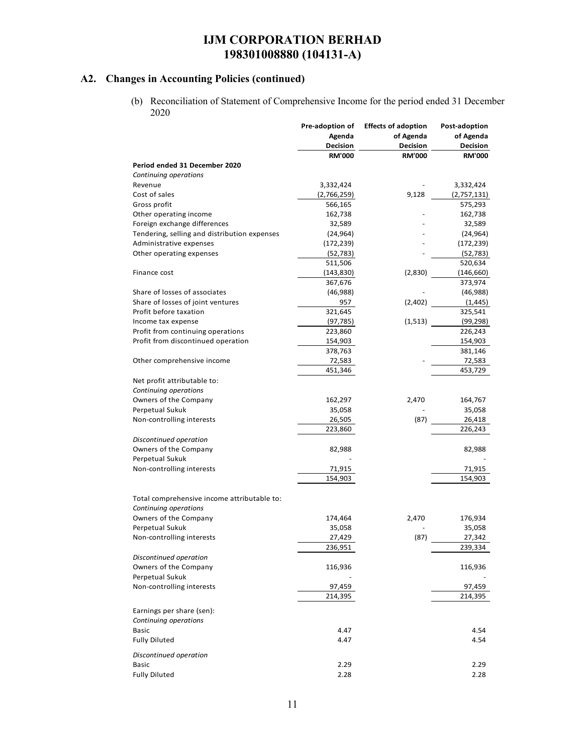# IJM CORPORATION BERHAD
# 198301008880 (104131-A)

## A2. Changes in Accounting Policies (continued)

(b) Reconciliation of Statement of Comprehensive Income for the period ended 31 December 2020

| | Pre-adoption of Agenda Decision | Effects of adoption of Agenda Decision | Post-adoption of Agenda Decision |
|---|---|---|---|
| | RM'000 | RM'000 | RM'000 |
| **Period ended 31 December 2020** | | | |
| *Continuing operations* | | | |
| Revenue | 3,332,424 | - | 3,332,424 |
| Cost of sales | (2,766,259) | 9,128 | (2,757,131) |
| Gross profit | 566,165 | | 575,293 |
| Other operating income | 162,738 | - | 162,738 |
| Foreign exchange differences | 32,589 | - | 32,589 |
| Tendering, selling and distribution expenses | (24,964) | - | (24,964) |
| Administrative expenses | (172,239) | - | (172,239) |
| Other operating expenses | (52,783) | - | (52,783) |
| | 511,506 | | 520,634 |
| Finance cost | (143,830) | (2,830) | (146,660) |
| | 367,676 | | 373,974 |
| Share of losses of associates | (46,988) | - | (46,988) |
| Share of losses of joint ventures | 957 | (2,402) | (1,445) |
| Profit before taxation | 321,645 | | 325,541 |
| Income tax expense | (97,785) | (1,513) | (99,298) |
| Profit from continuing operations | 223,860 | | 226,243 |
| Profit from discontinued operation | 154,903 | | 154,903 |
| | 378,763 | | 381,146 |
| Other comprehensive income | 72,583 | - | 72,583 |
| | 451,346 | | 453,729 |
| Net profit attributable to: | | | |
| *Continuing operations* | | | |
| Owners of the Company | 162,297 | 2,470 | 164,767 |
| Perpetual Sukuk | 35,058 | - | 35,058 |
| Non-controlling interests | 26,505 | (87) | 26,418 |
| | 223,860 | | 226,243 |
| *Discontinued operation* | | | |
| Owners of the Company | 82,988 | | 82,988 |
| Perpetual Sukuk | - | | - |
| Non-controlling interests | 71,915 | | 71,915 |
| | 154,903 | | 154,903 |
| Total comprehensive income attributable to: | | | |
| *Continuing operations* | | | |
| Owners of the Company | 174,464 | 2,470 | 176,934 |
| Perpetual Sukuk | 35,058 | - | 35,058 |
| Non-controlling interests | 27,429 | (87) | 27,342 |
| | 236,951 | | 239,334 |
| *Discontinued operation* | | | |
| Owners of the Company | 116,936 | | 116,936 |
| Perpetual Sukuk | - | | - |
| Non-controlling interests | 97,459 | | 97,459 |
| | 214,395 | | 214,395 |
| Earnings per share (sen): | | | |
| *Continuing operations* | | | |
| Basic | 4.47 | | 4.54 |
| Fully Diluted | 4.47 | | 4.54 |
| *Discontinued operation* | | | |
| Basic | 2.29 | | 2.29 |
| Fully Diluted | 2.28 | | 2.28 |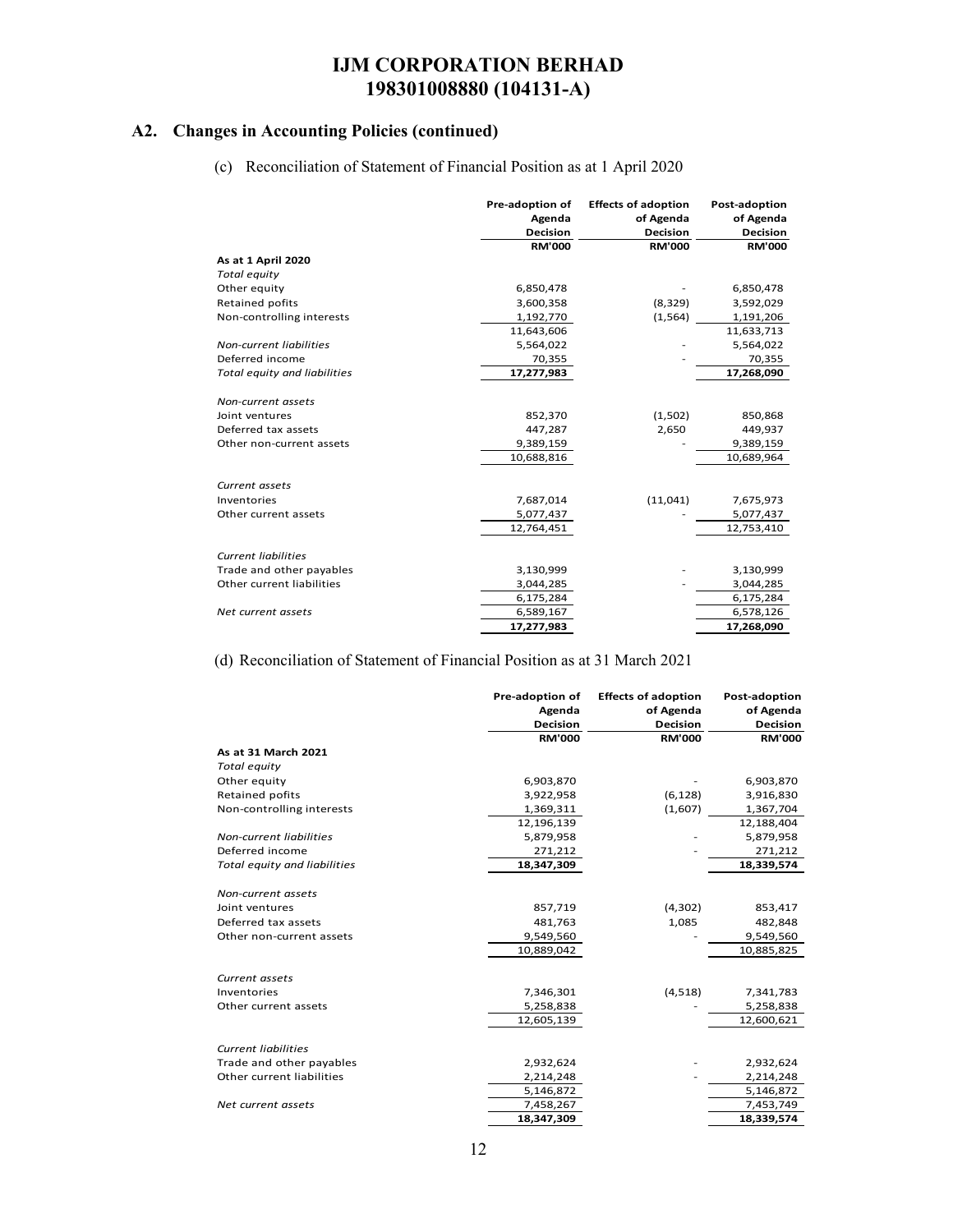# IJM CORPORATION BERHAD
# 198301008880 (104131-A)

## A2. Changes in Accounting Policies (continued)

(c) Reconciliation of Statement of Financial Position as at 1 April 2020

| | Pre-adoption of Agenda Decision | Effects of adoption of Agenda Decision | Post-adoption of Agenda Decision |
|---|---|---|---|
| | RM'000 | RM'000 | RM'000 |
| **As at 1 April 2020** | | | |
| *Total equity* | | | |
| Other equity | 6,850,478 | - | 6,850,478 |
| Retained pofits | 3,600,358 | (8,329) | 3,592,029 |
| Non-controlling interests | 1,192,770 | (1,564) | 1,191,206 |
| | 11,643,606 | | 11,633,713 |
| *Non-current liabilities* | 5,564,022 | - | 5,564,022 |
| Deferred income | 70,355 | - | 70,355 |
| *Total equity and liabilities* | **17,277,983** | | **17,268,090** |
| | | | |
| *Non-current assets* | | | |
| Joint ventures | 852,370 | (1,502) | 850,868 |
| Deferred tax assets | 447,287 | 2,650 | 449,937 |
| Other non-current assets | 9,389,159 | - | 9,389,159 |
| | 10,688,816 | | 10,689,964 |
| | | | |
| *Current assets* | | | |
| Inventories | 7,687,014 | (11,041) | 7,675,973 |
| Other current assets | 5,077,437 | - | 5,077,437 |
| | 12,764,451 | | 12,753,410 |
| | | | |
| *Current liabilities* | | | |
| Trade and other payables | 3,130,999 | - | 3,130,999 |
| Other current liabilities | 3,044,285 | - | 3,044,285 |
| | 6,175,284 | | 6,175,284 |
| *Net current assets* | 6,589,167 | | 6,578,126 |
| | **17,277,983** | | **17,268,090** |

(d) Reconciliation of Statement of Financial Position as at 31 March 2021

| | Pre-adoption of Agenda Decision | Effects of adoption of Agenda Decision | Post-adoption of Agenda Decision |
|---|---|---|---|
| | RM'000 | RM'000 | RM'000 |
| **As at 31 March 2021** | | | |
| *Total equity* | | | |
| Other equity | 6,903,870 | - | 6,903,870 |
| Retained pofits | 3,922,958 | (6,128) | 3,916,830 |
| Non-controlling interests | 1,369,311 | (1,607) | 1,367,704 |
| | 12,196,139 | | 12,188,404 |
| *Non-current liabilities* | 5,879,958 | - | 5,879,958 |
| Deferred income | 271,212 | - | 271,212 |
| *Total equity and liabilities* | **18,347,309** | | **18,339,574** |
| | | | |
| *Non-current assets* | | | |
| Joint ventures | 857,719 | (4,302) | 853,417 |
| Deferred tax assets | 481,763 | 1,085 | 482,848 |
| Other non-current assets | 9,549,560 | - | 9,549,560 |
| | 10,889,042 | | 10,885,825 |
| | | | |
| *Current assets* | | | |
| Inventories | 7,346,301 | (4,518) | 7,341,783 |
| Other current assets | 5,258,838 | - | 5,258,838 |
| | 12,605,139 | | 12,600,621 |
| | | | |
| *Current liabilities* | | | |
| Trade and other payables | 2,932,624 | - | 2,932,624 |
| Other current liabilities | 2,214,248 | - | 2,214,248 |
| | 5,146,872 | | 5,146,872 |
| *Net current assets* | 7,458,267 | | 7,453,749 |
| | **18,347,309** | | **18,339,574** |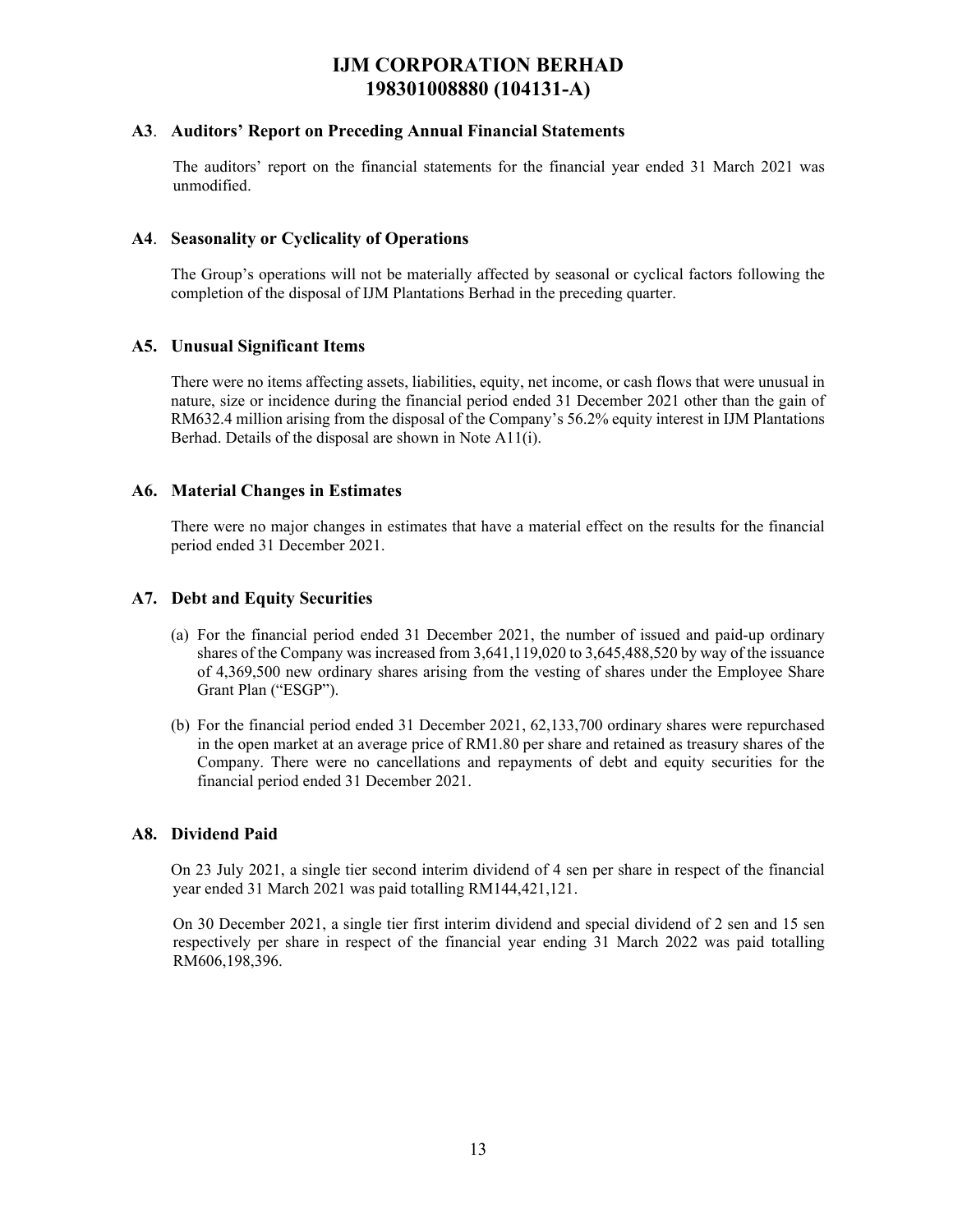## A3. Auditors' Report on Preceding Annual Financial Statements

The auditors' report on the financial statements for the financial year ended 31 March 2021 was unmodified.

## A4. Seasonality or Cyclicality of Operations

The Group's operations will not be materially affected by seasonal or cyclical factors following the completion of the disposal of IJM Plantations Berhad in the preceding quarter.

## A5. Unusual Significant Items

There were no items affecting assets, liabilities, equity, net income, or cash flows that were unusual in nature, size or incidence during the financial period ended 31 December 2021 other than the gain of RM632.4 million arising from the disposal of the Company's 56.2% equity interest in IJM Plantations Berhad. Details of the disposal are shown in Note A11(i).

## A6. Material Changes in Estimates

There were no major changes in estimates that have a material effect on the results for the financial period ended 31 December 2021.

## A7. Debt and Equity Securities

(a) For the financial period ended 31 December 2021, the number of issued and paid-up ordinary shares of the Company was increased from 3,641,119,020 to 3,645,488,520 by way of the issuance of 4,369,500 new ordinary shares arising from the vesting of shares under the Employee Share Grant Plan ("ESGP").

(b) For the financial period ended 31 December 2021, 62,133,700 ordinary shares were repurchased in the open market at an average price of RM1.80 per share and retained as treasury shares of the Company. There were no cancellations and repayments of debt and equity securities for the financial period ended 31 December 2021.

## A8. Dividend Paid

On 23 July 2021, a single tier second interim dividend of 4 sen per share in respect of the financial year ended 31 March 2021 was paid totalling RM144,421,121.

On 30 December 2021, a single tier first interim dividend and special dividend of 2 sen and 15 sen respectively per share in respect of the financial year ending 31 March 2022 was paid totalling RM606,198,396.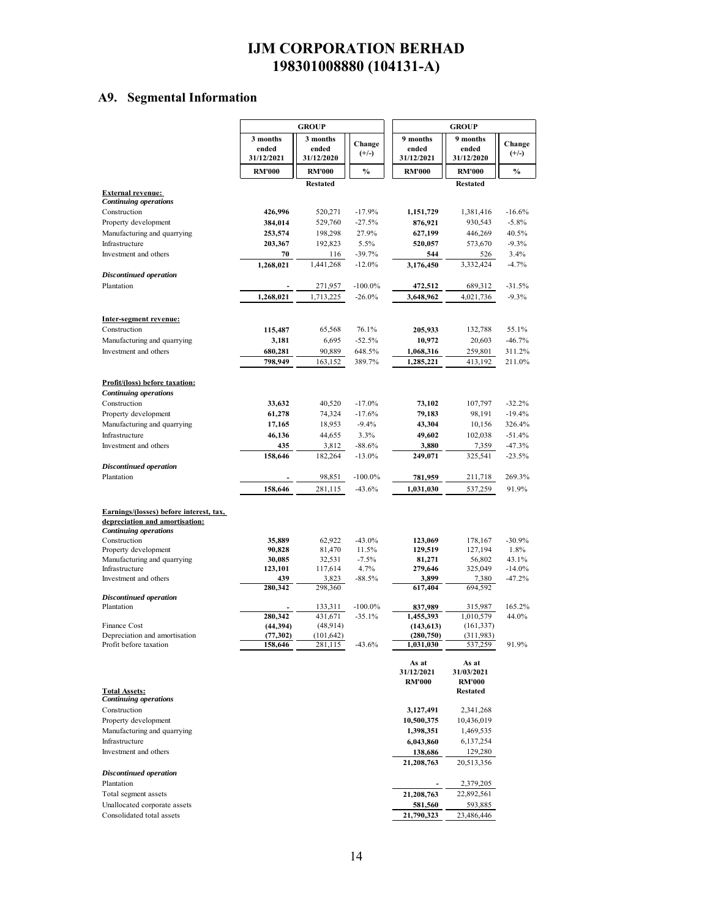# IJM CORPORATION BERHAD
# 198301008880 (104131-A)

## A9. Segmental Information

| | GROUP | | | GROUP | | |
|---|---|---|---|---|---|---|
| | 3 months ended 31/12/2021 | 3 months ended 31/12/2020 | Change (+/-) | 9 months ended 31/12/2021 | 9 months ended 31/12/2020 | Change (+/-) |
| | RM'000 | RM'000 | % | RM'000 | RM'000 | % |
| | | Restated | | | Restated | |
| **External revenue:** | | | | | | |
| ***Continuing operations*** | | | | | | |
| Construction | **426,996** | 520,271 | -17.9% | **1,151,729** | 1,381,416 | -16.6% |
| Property development | **384,014** | 529,760 | -27.5% | **876,921** | 930,543 | -5.8% |
| Manufacturing and quarrying | **253,574** | 198,298 | 27.9% | **627,199** | 446,269 | 40.5% |
| Infrastructure | **203,367** | 192,823 | 5.5% | **520,057** | 573,670 | -9.3% |
| Investment and others | **70** | 116 | -39.7% | **544** | 526 | 3.4% |
| | **1,268,021** | 1,441,268 | -12.0% | **3,176,450** | 3,332,424 | -4.7% |
| ***Discontinued operation*** | | | | | | |
| Plantation | **-** | 271,957 | -100.0% | **472,512** | 689,312 | -31.5% |
| | **1,268,021** | 1,713,225 | -26.0% | **3,648,962** | 4,021,736 | -9.3% |
| **Inter-segment revenue:** | | | | | | |
| Construction | **115,487** | 65,568 | 76.1% | **205,933** | 132,788 | 55.1% |
| Manufacturing and quarrying | **3,181** | 6,695 | -52.5% | **10,972** | 20,603 | -46.7% |
| Investment and others | **680,281** | 90,889 | 648.5% | **1,068,316** | 259,801 | 311.2% |
| | **798,949** | 163,152 | 389.7% | **1,285,221** | 413,192 | 211.0% |
| **Profit/(loss) before taxation:** | | | | | | |
| ***Continuing operations*** | | | | | | |
| Construction | **33,632** | 40,520 | -17.0% | **73,102** | 107,797 | -32.2% |
| Property development | **61,278** | 74,324 | -17.6% | **79,183** | 98,191 | -19.4% |
| Manufacturing and quarrying | **17,165** | 18,953 | -9.4% | **43,304** | 10,156 | 326.4% |
| Infrastructure | **46,136** | 44,655 | 3.3% | **49,602** | 102,038 | -51.4% |
| Investment and others | **435** | 3,812 | -88.6% | **3,880** | 7,359 | -47.3% |
| | **158,646** | 182,264 | -13.0% | **249,071** | 325,541 | -23.5% |
| ***Discontinued operation*** | | | | | | |
| Plantation | **-** | 98,851 | -100.0% | **781,959** | 211,718 | 269.3% |
| | **158,646** | 281,115 | -43.6% | **1,031,030** | 537,259 | 91.9% |
| **Earnings/(losses) before interest, tax, depreciation and amortisation:** | | | | | | |
| ***Continuing operations*** | | | | | | |
| Construction | **35,889** | 62,922 | -43.0% | **123,069** | 178,167 | -30.9% |
| Property development | **90,828** | 81,470 | 11.5% | **129,519** | 127,194 | 1.8% |
| Manufacturing and quarrying | **30,085** | 32,531 | -7.5% | **81,271** | 56,802 | 43.1% |
| Infrastructure | **123,101** | 117,614 | 4.7% | **279,646** | 325,049 | -14.0% |
| Investment and others | **439** | 3,823 | -88.5% | **3,899** | 7,380 | -47.2% |
| | **280,342** | 298,360 | | **617,404** | 694,592 | |
| ***Discontinued operation*** | | | | | | |
| Plantation | **-** | 133,311 | -100.0% | **837,989** | 315,987 | 165.2% |
| | **280,342** | 431,671 | -35.1% | **1,455,393** | 1,010,579 | 44.0% |
| Finance Cost | **(44,394)** | (48,914) | | **(143,613)** | (161,337) | |
| Depreciation and amortisation | **(77,302)** | (101,642) | | **(280,750)** | (311,983) | |
| Profit before taxation | **158,646** | 281,115 | -43.6% | **1,031,030** | 537,259 | 91.9% |

| | As at 31/12/2021 | As at 31/03/2021 |
|---|---|---|
| | RM'000 | RM'000 |
| | | Restated |
| **Total Assets:** | | |
| ***Continuing operations*** | | |
| Construction | **3,127,491** | 2,341,268 |
| Property development | **10,500,375** | 10,436,019 |
| Manufacturing and quarrying | **1,398,351** | 1,469,535 |
| Infrastructure | **6,043,860** | 6,137,254 |
| Investment and others | **138,686** | 129,280 |
| | **21,208,763** | 20,513,356 |
| ***Discontinued operation*** | | |
| Plantation | **-** | 2,379,205 |
| Total segment assets | **21,208,763** | 22,892,561 |
| Unallocated corporate assets | **581,560** | 593,885 |
| Consolidated total assets | **21,790,323** | 23,486,446 |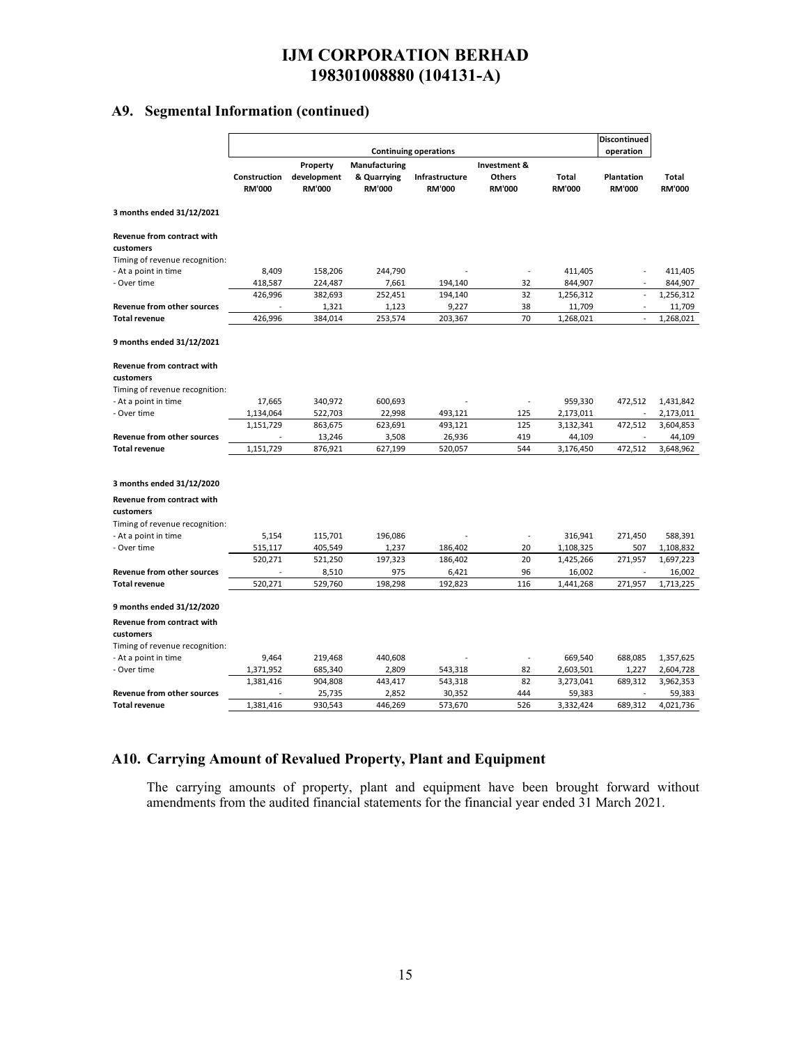## A9. Segmental Information (continued)

| | Continuing operations | | | | | | Discontinued operation | |
|---|---|---|---|---|---|---|---|---|
| | Construction RM'000 | Property development RM'000 | Manufacturing & Quarrying RM'000 | Infrastructure RM'000 | Investment & Others RM'000 | Total RM'000 | Plantation RM'000 | Total RM'000 |
| **3 months ended 31/12/2021** | | | | | | | | |
| **Revenue from contract with customers** | | | | | | | | |
| Timing of revenue recognition: | | | | | | | | |
| - At a point in time | 8,409 | 158,206 | 244,790 | - | - | 411,405 | - | 411,405 |
| - Over time | 418,587 | 224,487 | 7,661 | 194,140 | 32 | 844,907 | - | 844,907 |
| | 426,996 | 382,693 | 252,451 | 194,140 | 32 | 1,256,312 | - | 1,256,312 |
| **Revenue from other sources** | - | 1,321 | 1,123 | 9,227 | 38 | 11,709 | - | 11,709 |
| **Total revenue** | 426,996 | 384,014 | 253,574 | 203,367 | 70 | 1,268,021 | - | 1,268,021 |
| **9 months ended 31/12/2021** | | | | | | | | |
| **Revenue from contract with customers** | | | | | | | | |
| Timing of revenue recognition: | | | | | | | | |
| - At a point in time | 17,665 | 340,972 | 600,693 | - | - | 959,330 | 472,512 | 1,431,842 |
| - Over time | 1,134,064 | 522,703 | 22,998 | 493,121 | 125 | 2,173,011 | - | 2,173,011 |
| | 1,151,729 | 863,675 | 623,691 | 493,121 | 125 | 3,132,341 | 472,512 | 3,604,853 |
| **Revenue from other sources** | - | 13,246 | 3,508 | 26,936 | 419 | 44,109 | - | 44,109 |
| **Total revenue** | 1,151,729 | 876,921 | 627,199 | 520,057 | 544 | 3,176,450 | 472,512 | 3,648,962 |
| **3 months ended 31/12/2020** | | | | | | | | |
| **Revenue from contract with customers** | | | | | | | | |
| Timing of revenue recognition: | | | | | | | | |
| - At a point in time | 5,154 | 115,701 | 196,086 | - | - | 316,941 | 271,450 | 588,391 |
| - Over time | 515,117 | 405,549 | 1,237 | 186,402 | 20 | 1,108,325 | 507 | 1,108,832 |
| | 520,271 | 521,250 | 197,323 | 186,402 | 20 | 1,425,266 | 271,957 | 1,697,223 |
| **Revenue from other sources** | - | 8,510 | 975 | 6,421 | 96 | 16,002 | - | 16,002 |
| **Total revenue** | 520,271 | 529,760 | 198,298 | 192,823 | 116 | 1,441,268 | 271,957 | 1,713,225 |
| **9 months ended 31/12/2020** | | | | | | | | |
| **Revenue from contract with customers** | | | | | | | | |
| Timing of revenue recognition: | | | | | | | | |
| - At a point in time | 9,464 | 219,468 | 440,608 | - | - | 669,540 | 688,085 | 1,357,625 |
| - Over time | 1,371,952 | 685,340 | 2,809 | 543,318 | 82 | 2,603,501 | 1,227 | 2,604,728 |
| | 1,381,416 | 904,808 | 443,417 | 543,318 | 82 | 3,273,041 | 689,312 | 3,962,353 |
| **Revenue from other sources** | - | 25,735 | 2,852 | 30,352 | 444 | 59,383 | - | 59,383 |
| **Total revenue** | 1,381,416 | 930,543 | 446,269 | 573,670 | 526 | 3,332,424 | 689,312 | 4,021,736 |

## A10. Carrying Amount of Revalued Property, Plant and Equipment

The carrying amounts of property, plant and equipment have been brought forward without amendments from the audited financial statements for the financial year ended 31 March 2021.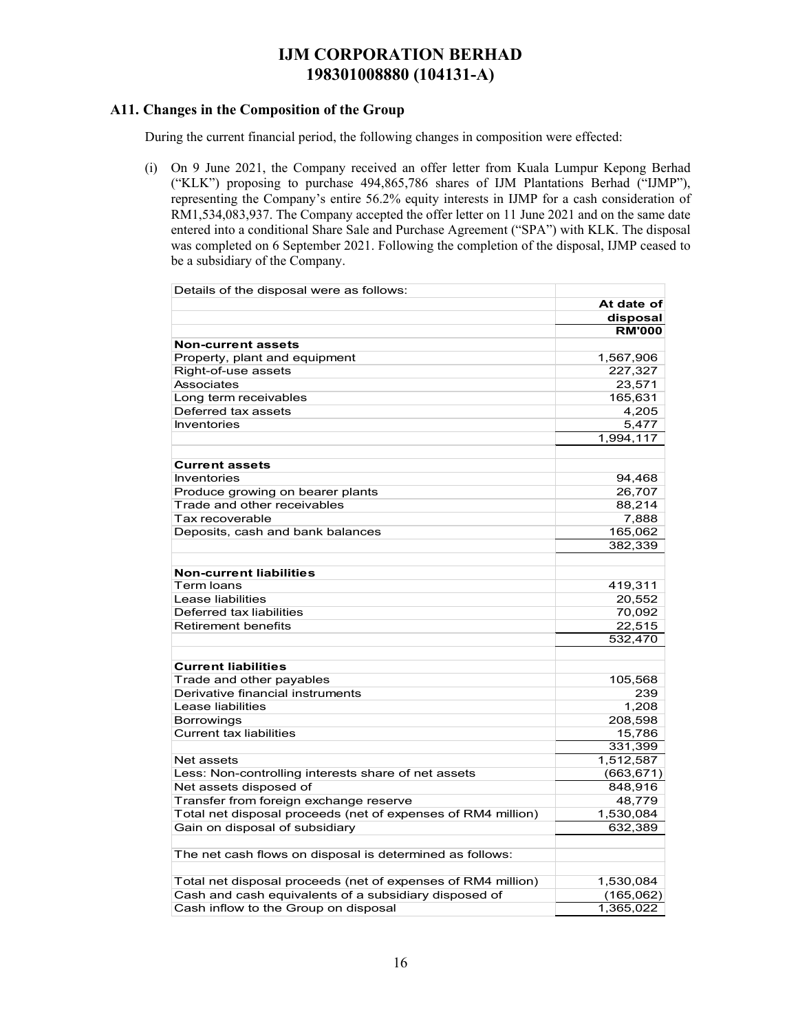## A11. Changes in the Composition of the Group

During the current financial period, the following changes in composition were effected:

(i) On 9 June 2021, the Company received an offer letter from Kuala Lumpur Kepong Berhad ("KLK") proposing to purchase 494,865,786 shares of IJM Plantations Berhad ("IJMP"), representing the Company's entire 56.2% equity interests in IJMP for a cash consideration of RM1,534,083,937. The Company accepted the offer letter on 11 June 2021 and on the same date entered into a conditional Share Sale and Purchase Agreement ("SPA") with KLK. The disposal was completed on 6 September 2021. Following the completion of the disposal, IJMP ceased to be a subsidiary of the Company.

| Details of the disposal were as follows: | |
|---|---|
| | **At date of disposal** |
| | **RM'000** |
| **Non-current assets** | |
| Property, plant and equipment | 1,567,906 |
| Right-of-use assets | 227,327 |
| Associates | 23,571 |
| Long term receivables | 165,631 |
| Deferred tax assets | 4,205 |
| Inventories | 5,477 |
| | 1,994,117 |
| **Current assets** | |
| Inventories | 94,468 |
| Produce growing on bearer plants | 26,707 |
| Trade and other receivables | 88,214 |
| Tax recoverable | 7,888 |
| Deposits, cash and bank balances | 165,062 |
| | 382,339 |
| **Non-current liabilities** | |
| Term loans | 419,311 |
| Lease liabilities | 20,552 |
| Deferred tax liabilities | 70,092 |
| Retirement benefits | 22,515 |
| | 532,470 |
| **Current liabilities** | |
| Trade and other payables | 105,568 |
| Derivative financial instruments | 239 |
| Lease liabilities | 1,208 |
| Borrowings | 208,598 |
| Current tax liabilities | 15,786 |
| | 331,399 |
| Net assets | 1,512,587 |
| Less: Non-controlling interests share of net assets | (663,671) |
| Net assets disposed of | 848,916 |
| Transfer from foreign exchange reserve | 48,779 |
| Total net disposal proceeds (net of expenses of RM4 million) | 1,530,084 |
| Gain on disposal of subsidiary | 632,389 |
| | |
| The net cash flows on disposal is determined as follows: | |
| | |
| Total net disposal proceeds (net of expenses of RM4 million) | 1,530,084 |
| Cash and cash equivalents of a subsidiary disposed of | (165,062) |
| Cash inflow to the Group on disposal | 1,365,022 |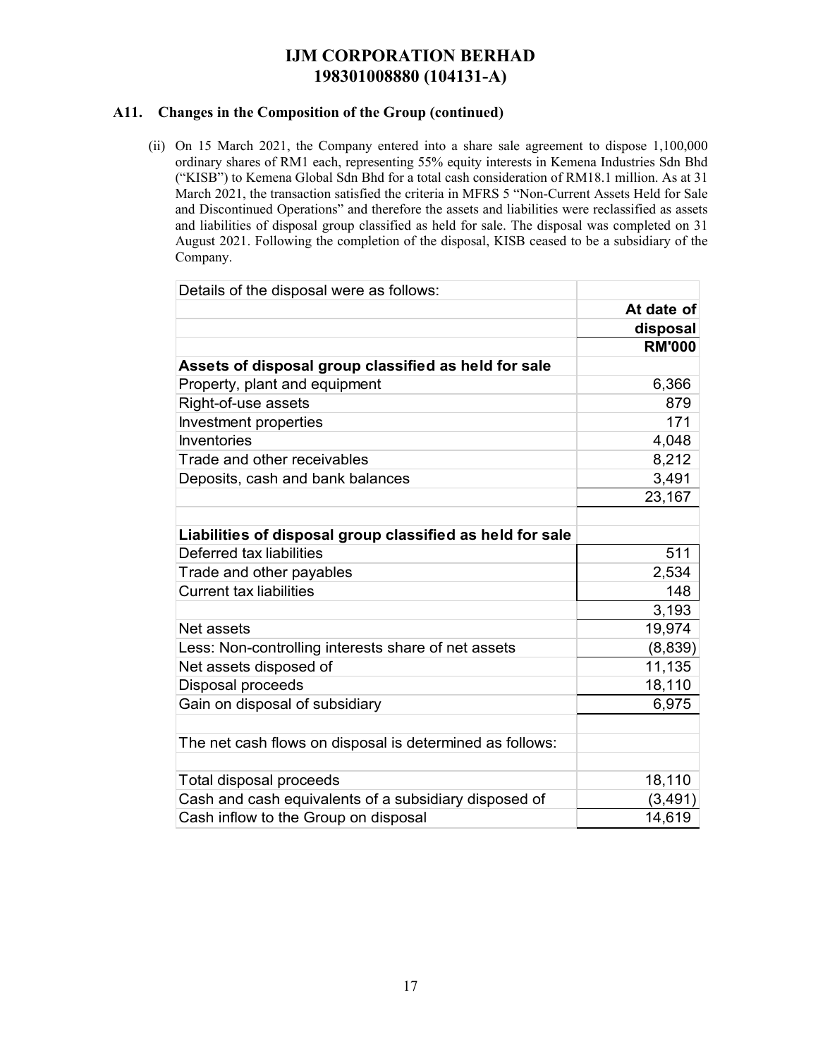**IJM CORPORATION BERHAD**
**198301008880 (104131-A)**

### A11. Changes in the Composition of the Group (continued)

(ii) On 15 March 2021, the Company entered into a share sale agreement to dispose 1,100,000 ordinary shares of RM1 each, representing 55% equity interests in Kemena Industries Sdn Bhd ("KISB") to Kemena Global Sdn Bhd for a total cash consideration of RM18.1 million. As at 31 March 2021, the transaction satisfied the criteria in MFRS 5 "Non-Current Assets Held for Sale and Discontinued Operations" and therefore the assets and liabilities were reclassified as assets and liabilities of disposal group classified as held for sale. The disposal was completed on 31 August 2021. Following the completion of the disposal, KISB ceased to be a subsidiary of the Company.

| Details of the disposal were as follows: | |
|---|---|
| | **At date of disposal RM'000** |
| **Assets of disposal group classified as held for sale** | |
| Property, plant and equipment | 6,366 |
| Right-of-use assets | 879 |
| Investment properties | 171 |
| Inventories | 4,048 |
| Trade and other receivables | 8,212 |
| Deposits, cash and bank balances | 3,491 |
| | 23,167 |
| **Liabilities of disposal group classified as held for sale** | |
| Deferred tax liabilities | 511 |
| Trade and other payables | 2,534 |
| Current tax liabilities | 148 |
| | 3,193 |
| Net assets | 19,974 |
| Less: Non-controlling interests share of net assets | (8,839) |
| Net assets disposed of | 11,135 |
| Disposal proceeds | 18,110 |
| Gain on disposal of subsidiary | 6,975 |
| The net cash flows on disposal is determined as follows: | |
| Total disposal proceeds | 18,110 |
| Cash and cash equivalents of a subsidiary disposed of | (3,491) |
| Cash inflow to the Group on disposal | 14,619 |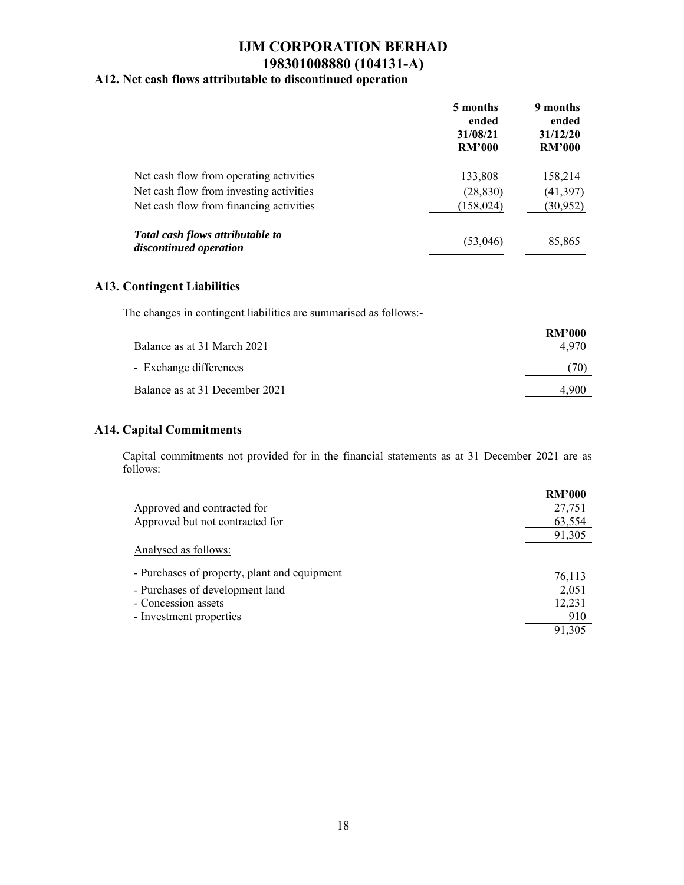# IJM CORPORATION BERHAD
# 198301008880 (104131-A)

## A12. Net cash flows attributable to discontinued operation

| | 5 months ended 31/08/21 RM'000 | 9 months ended 31/12/20 RM'000 |
|---|---|---|
| Net cash flow from operating activities | 133,808 | 158,214 |
| Net cash flow from investing activities | (28,830) | (41,397) |
| Net cash flow from financing activities | (158,024) | (30,952) |
| ***Total cash flows attributable to discontinued operation*** | (53,046) | 85,865 |

## A13. Contingent Liabilities

The changes in contingent liabilities are summarised as follows:-

| | RM'000 |
|---|---|
| Balance as at 31 March 2021 | 4,970 |
| - Exchange differences | (70) |
| Balance as at 31 December 2021 | 4,900 |

## A14. Capital Commitments

Capital commitments not provided for in the financial statements as at 31 December 2021 are as follows:

| | RM'000 |
|---|---|
| Approved and contracted for | 27,751 |
| Approved but not contracted for | 63,554 |
| | 91,305 |
| Analysed as follows: | |
| - Purchases of property, plant and equipment | 76,113 |
| - Purchases of development land | 2,051 |
| - Concession assets | 12,231 |
| - Investment properties | 910 |
| | 91,305 |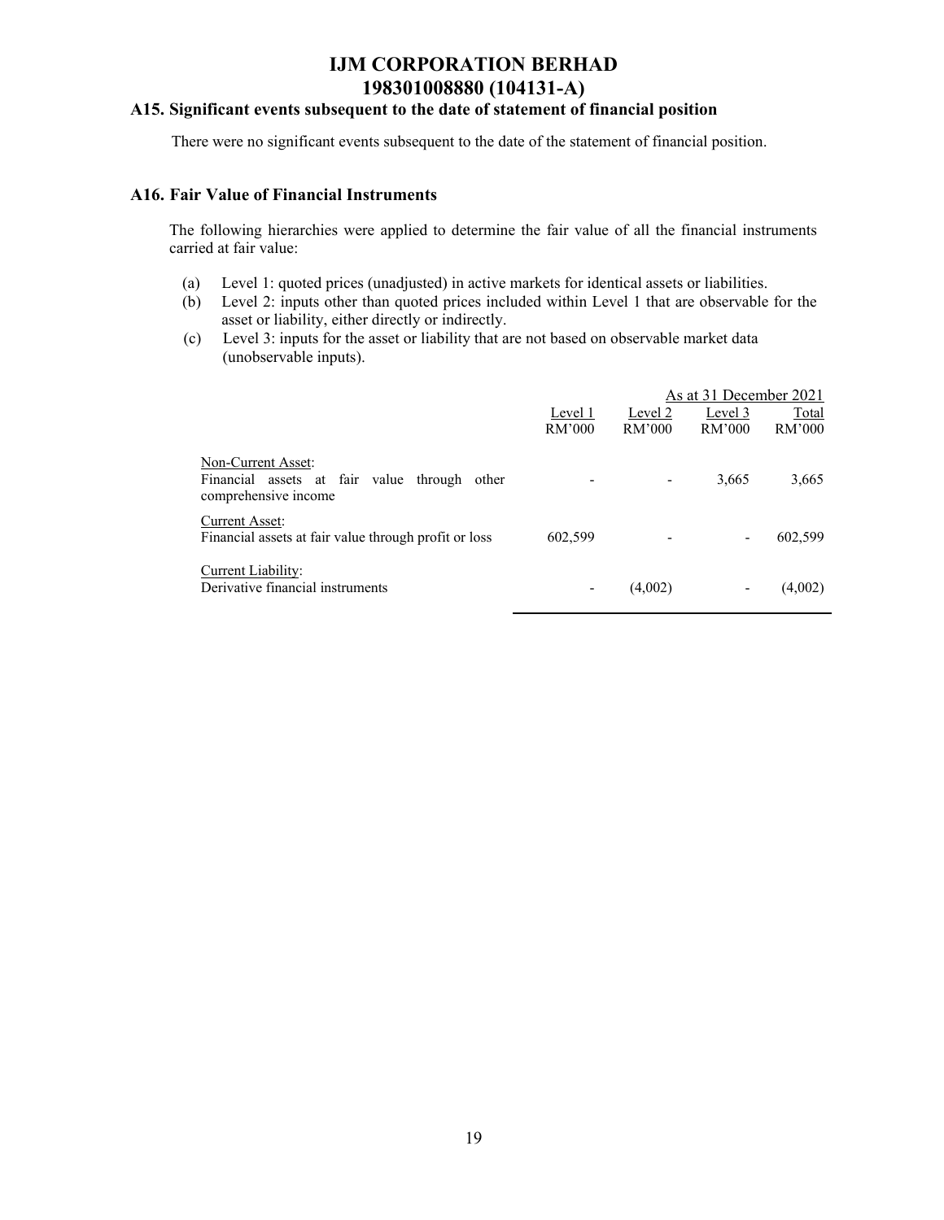## A15. Significant events subsequent to the date of statement of financial position

There were no significant events subsequent to the date of the statement of financial position.

## A16. Fair Value of Financial Instruments

The following hierarchies were applied to determine the fair value of all the financial instruments carried at fair value:

(a) Level 1: quoted prices (unadjusted) in active markets for identical assets or liabilities.
(b) Level 2: inputs other than quoted prices included within Level 1 that are observable for the asset or liability, either directly or indirectly.
(c) Level 3: inputs for the asset or liability that are not based on observable market data (unobservable inputs).

| | As at 31 December 2021 | | | |
|---|---|---|---|---|
| | Level 1 RM'000 | Level 2 RM'000 | Level 3 RM'000 | Total RM'000 |
| Non-Current Asset: | | | | |
| Financial assets at fair value through other comprehensive income | - | - | 3,665 | 3,665 |
| Current Asset: | | | | |
| Financial assets at fair value through profit or loss | 602,599 | - | - | 602,599 |
| Current Liability: | | | | |
| Derivative financial instruments | - | (4,002) | - | (4,002) |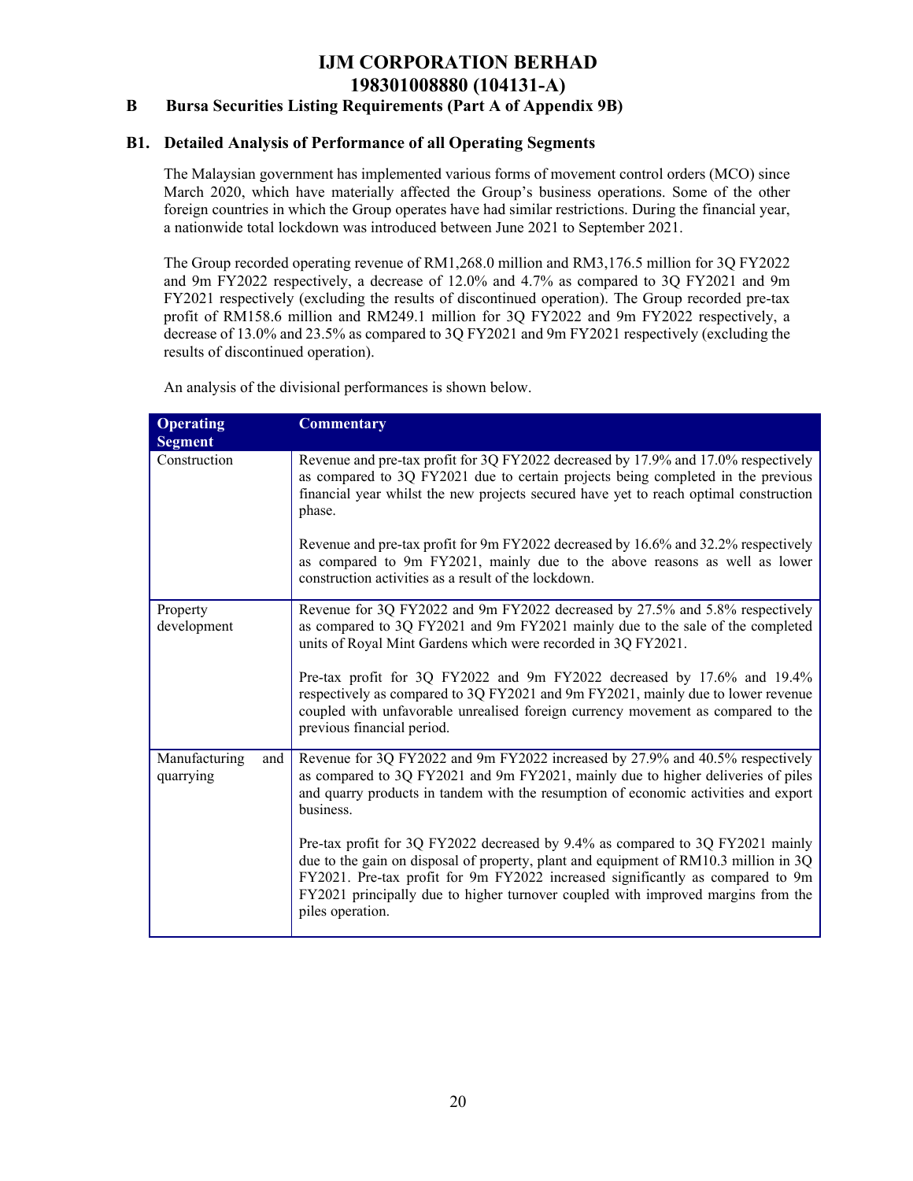# IJM CORPORATION BERHAD
# 198301008880 (104131-A)

## B Bursa Securities Listing Requirements (Part A of Appendix 9B)

### B1. Detailed Analysis of Performance of all Operating Segments

The Malaysian government has implemented various forms of movement control orders (MCO) since March 2020, which have materially affected the Group's business operations. Some of the other foreign countries in which the Group operates have had similar restrictions. During the financial year, a nationwide total lockdown was introduced between June 2021 to September 2021.

The Group recorded operating revenue of RM1,268.0 million and RM3,176.5 million for 3Q FY2022 and 9m FY2022 respectively, a decrease of 12.0% and 4.7% as compared to 3Q FY2021 and 9m FY2021 respectively (excluding the results of discontinued operation). The Group recorded pre-tax profit of RM158.6 million and RM249.1 million for 3Q FY2022 and 9m FY2022 respectively, a decrease of 13.0% and 23.5% as compared to 3Q FY2021 and 9m FY2021 respectively (excluding the results of discontinued operation).

An analysis of the divisional performances is shown below.

| Operating Segment | Commentary |
|---|---|
| Construction | Revenue and pre-tax profit for 3Q FY2022 decreased by 17.9% and 17.0% respectively as compared to 3Q FY2021 due to certain projects being completed in the previous financial year whilst the new projects secured have yet to reach optimal construction phase.<br><br>Revenue and pre-tax profit for 9m FY2022 decreased by 16.6% and 32.2% respectively as compared to 9m FY2021, mainly due to the above reasons as well as lower construction activities as a result of the lockdown. |
| Property development | Revenue for 3Q FY2022 and 9m FY2022 decreased by 27.5% and 5.8% respectively as compared to 3Q FY2021 and 9m FY2021 mainly due to the sale of the completed units of Royal Mint Gardens which were recorded in 3Q FY2021.<br><br>Pre-tax profit for 3Q FY2022 and 9m FY2022 decreased by 17.6% and 19.4% respectively as compared to 3Q FY2021 and 9m FY2021, mainly due to lower revenue coupled with unfavorable unrealised foreign currency movement as compared to the previous financial period. |
| Manufacturing and quarrying | Revenue for 3Q FY2022 and 9m FY2022 increased by 27.9% and 40.5% respectively as compared to 3Q FY2021 and 9m FY2021, mainly due to higher deliveries of piles and quarry products in tandem with the resumption of economic activities and export business.<br><br>Pre-tax profit for 3Q FY2022 decreased by 9.4% as compared to 3Q FY2021 mainly due to the gain on disposal of property, plant and equipment of RM10.3 million in 3Q FY2021. Pre-tax profit for 9m FY2022 increased significantly as compared to 9m FY2021 principally due to higher turnover coupled with improved margins from the piles operation. |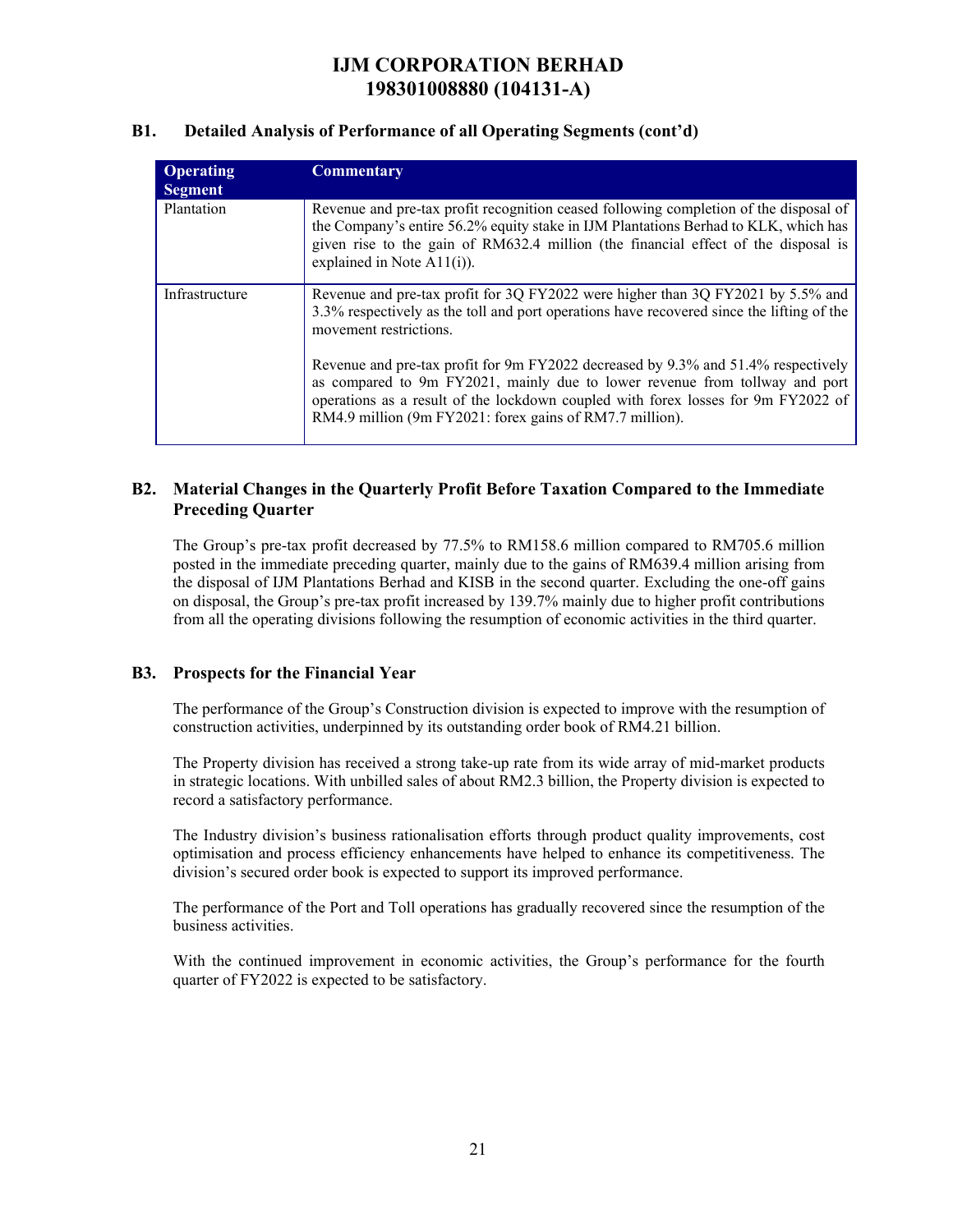## B1. Detailed Analysis of Performance of all Operating Segments (cont'd)

| Operating Segment | Commentary |
|---|---|
| Plantation | Revenue and pre-tax profit recognition ceased following completion of the disposal of the Company's entire 56.2% equity stake in IJM Plantations Berhad to KLK, which has given rise to the gain of RM632.4 million (the financial effect of the disposal is explained in Note A11(i)). |
| Infrastructure | Revenue and pre-tax profit for 3Q FY2022 were higher than 3Q FY2021 by 5.5% and 3.3% respectively as the toll and port operations have recovered since the lifting of the movement restrictions.<br><br>Revenue and pre-tax profit for 9m FY2022 decreased by 9.3% and 51.4% respectively as compared to 9m FY2021, mainly due to lower revenue from tollway and port operations as a result of the lockdown coupled with forex losses for 9m FY2022 of RM4.9 million (9m FY2021: forex gains of RM7.7 million). |

## B2. Material Changes in the Quarterly Profit Before Taxation Compared to the Immediate Preceding Quarter

The Group's pre-tax profit decreased by 77.5% to RM158.6 million compared to RM705.6 million posted in the immediate preceding quarter, mainly due to the gains of RM639.4 million arising from the disposal of IJM Plantations Berhad and KISB in the second quarter. Excluding the one-off gains on disposal, the Group's pre-tax profit increased by 139.7% mainly due to higher profit contributions from all the operating divisions following the resumption of economic activities in the third quarter.

## B3. Prospects for the Financial Year

The performance of the Group's Construction division is expected to improve with the resumption of construction activities, underpinned by its outstanding order book of RM4.21 billion.

The Property division has received a strong take-up rate from its wide array of mid-market products in strategic locations. With unbilled sales of about RM2.3 billion, the Property division is expected to record a satisfactory performance.

The Industry division's business rationalisation efforts through product quality improvements, cost optimisation and process efficiency enhancements have helped to enhance its competitiveness. The division's secured order book is expected to support its improved performance.

The performance of the Port and Toll operations has gradually recovered since the resumption of the business activities.

With the continued improvement in economic activities, the Group's performance for the fourth quarter of FY2022 is expected to be satisfactory.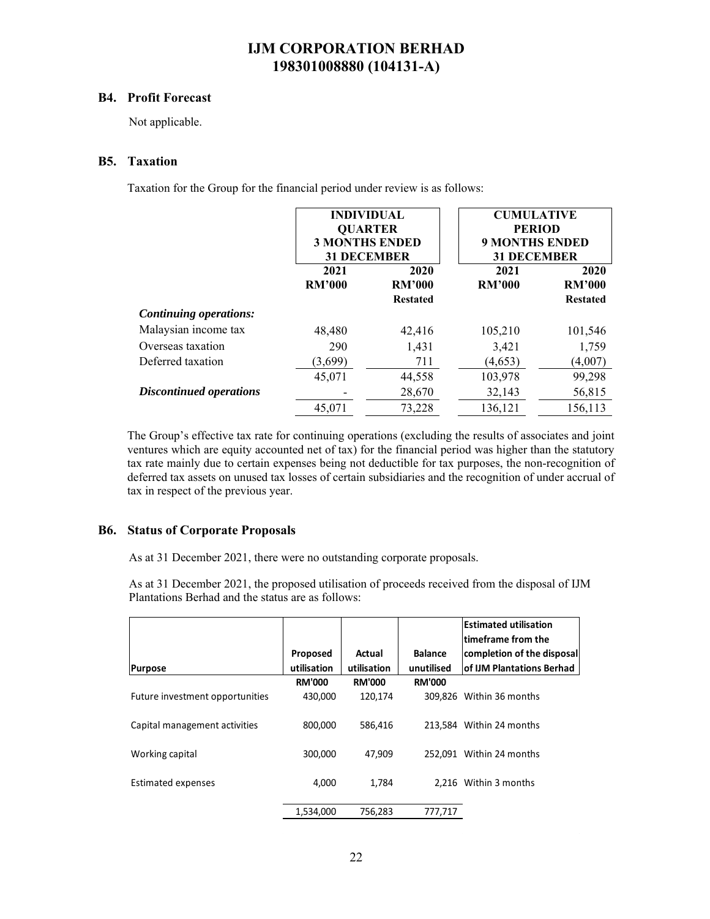## B4. Profit Forecast

Not applicable.

## B5. Taxation

Taxation for the Group for the financial period under review is as follows:

| | INDIVIDUAL QUARTER 3 MONTHS ENDED 31 DECEMBER | | CUMULATIVE PERIOD 9 MONTHS ENDED 31 DECEMBER | |
|---|---|---|---|---|
| | 2021 | 2020 | 2021 | 2020 |
| | RM'000 | RM'000 | RM'000 | RM'000 |
| | | Restated | | Restated |
| ***Continuing operations:*** | | | | |
| Malaysian income tax | 48,480 | 42,416 | 105,210 | 101,546 |
| Overseas taxation | 290 | 1,431 | 3,421 | 1,759 |
| Deferred taxation | (3,699) | 711 | (4,653) | (4,007) |
| | 45,071 | 44,558 | 103,978 | 99,298 |
| ***Discontinued operations*** | - | 28,670 | 32,143 | 56,815 |
| | 45,071 | 73,228 | 136,121 | 156,113 |

The Group's effective tax rate for continuing operations (excluding the results of associates and joint ventures which are equity accounted net of tax) for the financial period was higher than the statutory tax rate mainly due to certain expenses being not deductible for tax purposes, the non-recognition of deferred tax assets on unused tax losses of certain subsidiaries and the recognition of under accrual of tax in respect of the previous year.

## B6. Status of Corporate Proposals

As at 31 December 2021, there were no outstanding corporate proposals.

As at 31 December 2021, the proposed utilisation of proceeds received from the disposal of IJM Plantations Berhad and the status are as follows:

| Purpose | Proposed utilisation | Actual utilisation | Balance unutilised | Estimated utilisation timeframe from the completion of the disposal of IJM Plantations Berhad |
|---|---|---|---|---|
| | RM'000 | RM'000 | RM'000 | |
| Future investment opportunities | 430,000 | 120,174 | 309,826 | Within 36 months |
| Capital management activities | 800,000 | 586,416 | 213,584 | Within 24 months |
| Working capital | 300,000 | 47,909 | 252,091 | Within 24 months |
| Estimated expenses | 4,000 | 1,784 | 2,216 | Within 3 months |
| | 1,534,000 | 756,283 | 777,717 | |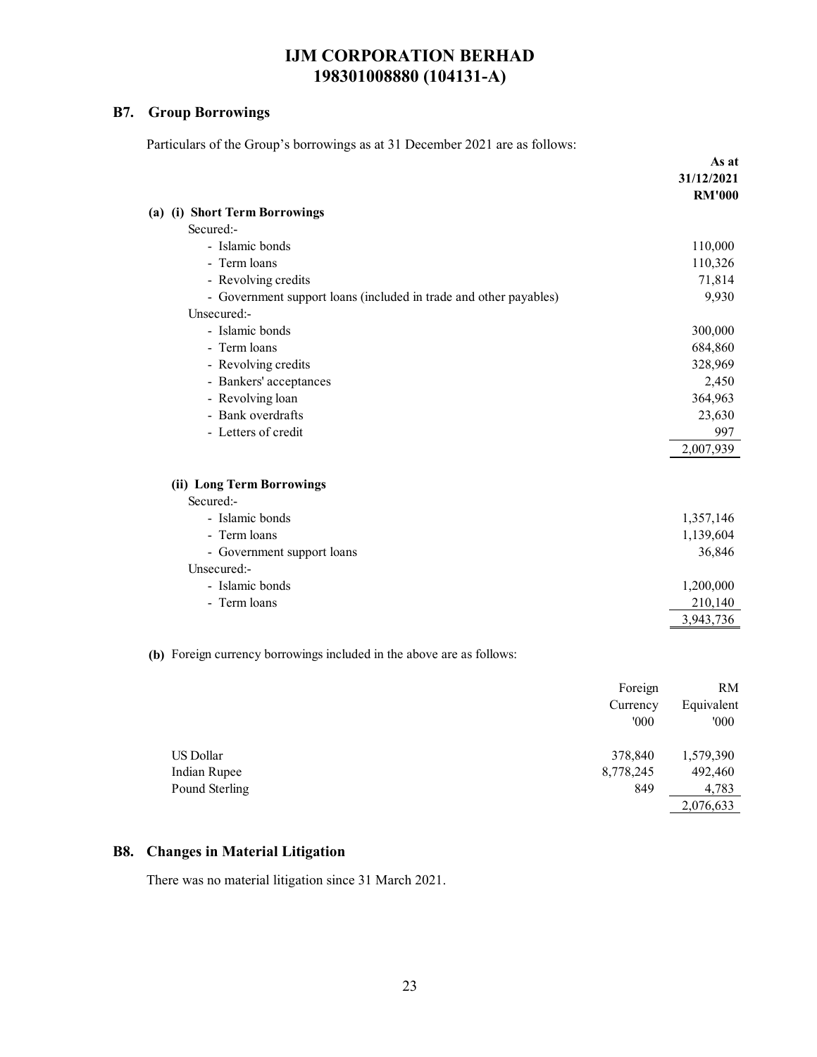# IJM CORPORATION BERHAD
# 198301008880 (104131-A)

## B7. Group Borrowings

Particulars of the Group's borrowings as at 31 December 2021 are as follows:

| | As at 31/12/2021 RM'000 |
|---|---|
| **(a) (i) Short Term Borrowings** | |
| Secured:- | |
| - Islamic bonds | 110,000 |
| - Term loans | 110,326 |
| - Revolving credits | 71,814 |
| - Government support loans (included in trade and other payables) | 9,930 |
| Unsecured:- | |
| - Islamic bonds | 300,000 |
| - Term loans | 684,860 |
| - Revolving credits | 328,969 |
| - Bankers' acceptances | 2,450 |
| - Revolving loan | 364,963 |
| - Bank overdrafts | 23,630 |
| - Letters of credit | 997 |
| | 2,007,939 |
| **(ii) Long Term Borrowings** | |
| Secured:- | |
| - Islamic bonds | 1,357,146 |
| - Term loans | 1,139,604 |
| - Government support loans | 36,846 |
| Unsecured:- | |
| - Islamic bonds | 1,200,000 |
| - Term loans | 210,140 |
| | 3,943,736 |

**(b)** Foreign currency borrowings included in the above are as follows:

| | Foreign Currency '000 | RM Equivalent '000 |
|---|---|---|
| US Dollar | 378,840 | 1,579,390 |
| Indian Rupee | 8,778,245 | 492,460 |
| Pound Sterling | 849 | 4,783 |
| | | 2,076,633 |

## B8. Changes in Material Litigation

There was no material litigation since 31 March 2021.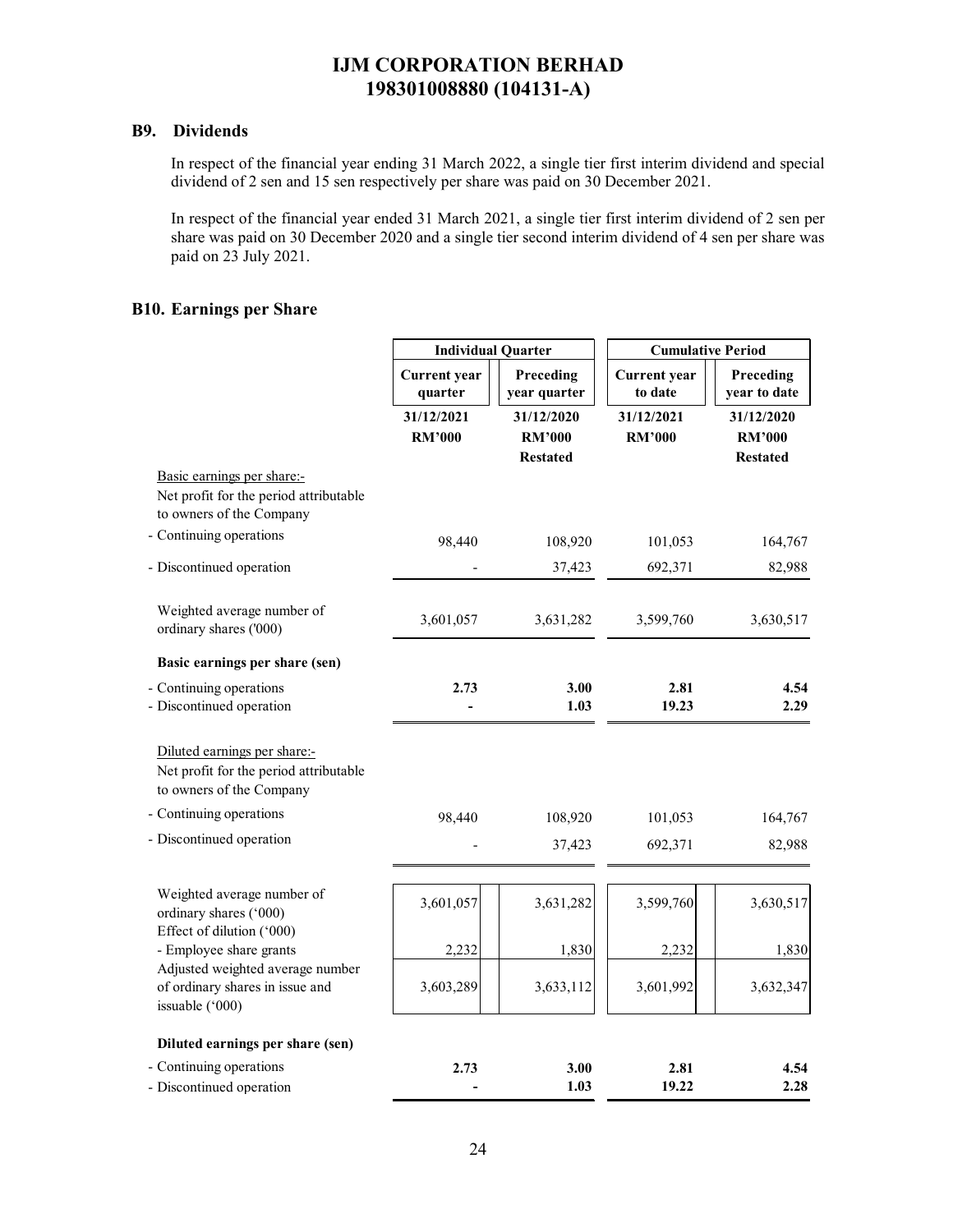# IJM CORPORATION BERHAD
# 198301008880 (104131-A)

## B9. Dividends

In respect of the financial year ending 31 March 2022, a single tier first interim dividend and special dividend of 2 sen and 15 sen respectively per share was paid on 30 December 2021.

In respect of the financial year ended 31 March 2021, a single tier first interim dividend of 2 sen per share was paid on 30 December 2020 and a single tier second interim dividend of 4 sen per share was paid on 23 July 2021.

## B10. Earnings per Share

| | Individual Quarter | | Cumulative Period | |
|---|---|---|---|---|
| | Current year quarter | Preceding year quarter | Current year to date | Preceding year to date |
| | 31/12/2021 | 31/12/2020 | 31/12/2021 | 31/12/2020 |
| | RM'000 | RM'000 | RM'000 | RM'000 |
| | | Restated | | Restated |
| Basic earnings per share:- | | | | |
| Net profit for the period attributable to owners of the Company | | | | |
| - Continuing operations | 98,440 | 108,920 | 101,053 | 164,767 |
| - Discontinued operation | - | 37,423 | 692,371 | 82,988 |
| Weighted average number of ordinary shares ('000) | 3,601,057 | 3,631,282 | 3,599,760 | 3,630,517 |
| **Basic earnings per share (sen)** | | | | |
| - Continuing operations | **2.73** | **3.00** | **2.81** | **4.54** |
| - Discontinued operation | **-** | **1.03** | **19.23** | **2.29** |
| Diluted earnings per share:- | | | | |
| Net profit for the period attributable to owners of the Company | | | | |
| - Continuing operations | 98,440 | 108,920 | 101,053 | 164,767 |
| - Discontinued operation | - | 37,423 | 692,371 | 82,988 |
| Weighted average number of ordinary shares ('000) | 3,601,057 | 3,631,282 | 3,599,760 | 3,630,517 |
| Effect of dilution ('000) | | | | |
| - Employee share grants | 2,232 | 1,830 | 2,232 | 1,830 |
| Adjusted weighted average number of ordinary shares in issue and issuable ('000) | 3,603,289 | 3,633,112 | 3,601,992 | 3,632,347 |
| **Diluted earnings per share (sen)** | | | | |
| - Continuing operations | **2.73** | **3.00** | **2.81** | **4.54** |
| - Discontinued operation | **-** | **1.03** | **19.22** | **2.28** |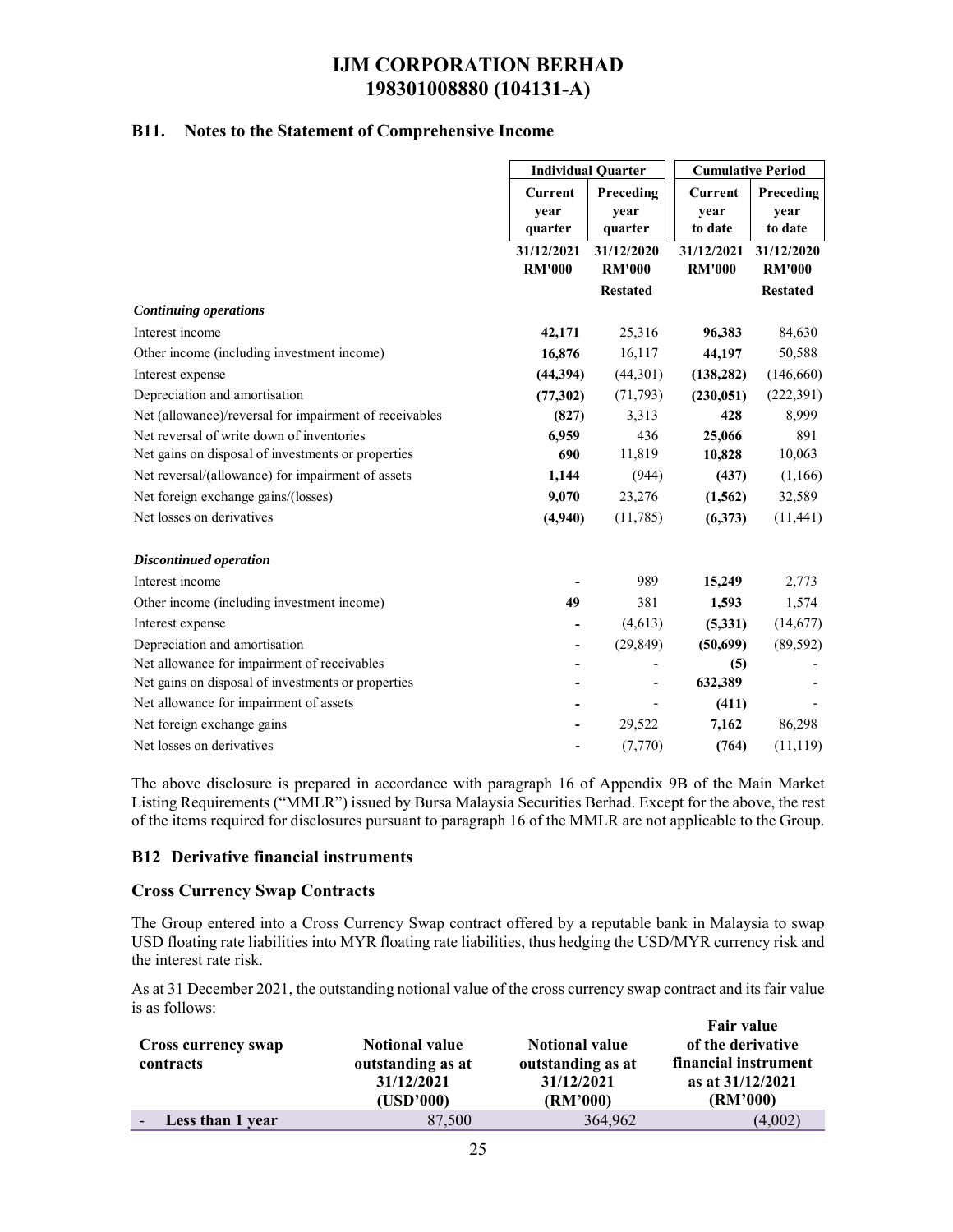## B11. Notes to the Statement of Comprehensive Income

| | Individual Quarter | | Cumulative Period | |
|---|---|---|---|---|
| | Current year quarter | Preceding year quarter | Current year to date | Preceding year to date |
| | 31/12/2021 RM'000 | 31/12/2020 RM'000 | 31/12/2021 RM'000 | 31/12/2020 RM'000 |
| | | Restated | | Restated |
| ***Continuing operations*** | | | | |
| Interest income | **42,171** | 25,316 | **96,383** | 84,630 |
| Other income (including investment income) | **16,876** | 16,117 | **44,197** | 50,588 |
| Interest expense | **(44,394)** | (44,301) | **(138,282)** | (146,660) |
| Depreciation and amortisation | **(77,302)** | (71,793) | **(230,051)** | (222,391) |
| Net (allowance)/reversal for impairment of receivables | **(827)** | 3,313 | **428** | 8,999 |
| Net reversal of write down of inventories | **6,959** | 436 | **25,066** | 891 |
| Net gains on disposal of investments or properties | **690** | 11,819 | **10,828** | 10,063 |
| Net reversal/(allowance) for impairment of assets | **1,144** | (944) | **(437)** | (1,166) |
| Net foreign exchange gains/(losses) | **9,070** | 23,276 | **(1,562)** | 32,589 |
| Net losses on derivatives | **(4,940)** | (11,785) | **(6,373)** | (11,441) |
| ***Discontinued operation*** | | | | |
| Interest income | **-** | 989 | **15,249** | 2,773 |
| Other income (including investment income) | **49** | 381 | **1,593** | 1,574 |
| Interest expense | **-** | (4,613) | **(5,331)** | (14,677) |
| Depreciation and amortisation | **-** | (29,849) | **(50,699)** | (89,592) |
| Net allowance for impairment of receivables | **-** | - | **(5)** | - |
| Net gains on disposal of investments or properties | **-** | - | **632,389** | - |
| Net allowance for impairment of assets | **-** | - | **(411)** | - |
| Net foreign exchange gains | **-** | 29,522 | **7,162** | 86,298 |
| Net losses on derivatives | **-** | (7,770) | **(764)** | (11,119) |

The above disclosure is prepared in accordance with paragraph 16 of Appendix 9B of the Main Market Listing Requirements ("MMLR") issued by Bursa Malaysia Securities Berhad. Except for the above, the rest of the items required for disclosures pursuant to paragraph 16 of the MMLR are not applicable to the Group.

## B12 Derivative financial instruments

### Cross Currency Swap Contracts

The Group entered into a Cross Currency Swap contract offered by a reputable bank in Malaysia to swap USD floating rate liabilities into MYR floating rate liabilities, thus hedging the USD/MYR currency risk and the interest rate risk.

As at 31 December 2021, the outstanding notional value of the cross currency swap contract and its fair value is as follows:

| Cross currency swap contracts | Notional value outstanding as at 31/12/2021 (USD'000) | Notional value outstanding as at 31/12/2021 (RM'000) | Fair value of the derivative financial instrument as at 31/12/2021 (RM'000) |
|---|---|---|---|
| - **Less than 1 year** | 87,500 | 364,962 | (4,002) |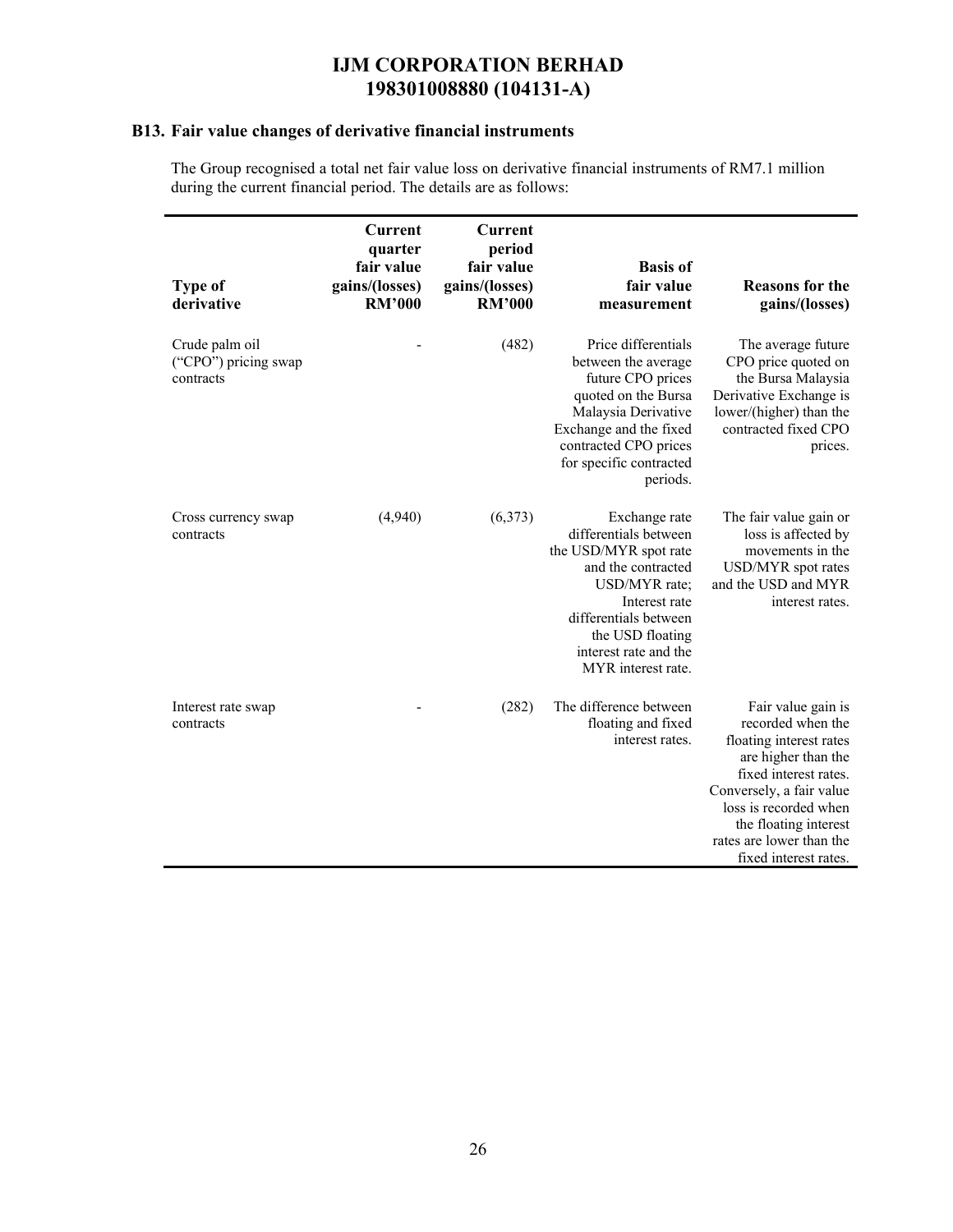# IJM CORPORATION BERHAD
# 198301008880 (104131-A)

## B13. Fair value changes of derivative financial instruments

The Group recognised a total net fair value loss on derivative financial instruments of RM7.1 million during the current financial period. The details are as follows:

| Type of derivative | Current quarter fair value gains/(losses) RM'000 | Current period fair value gains/(losses) RM'000 | Basis of fair value measurement | Reasons for the gains/(losses) |
|---|---|---|---|---|
| Crude palm oil ("CPO") pricing swap contracts | - | (482) | Price differentials between the average future CPO prices quoted on the Bursa Malaysia Derivative Exchange and the fixed contracted CPO prices for specific contracted periods. | The average future CPO price quoted on the Bursa Malaysia Derivative Exchange is lower/(higher) than the contracted fixed CPO prices. |
| Cross currency swap contracts | (4,940) | (6,373) | Exchange rate differentials between the USD/MYR spot rate and the contracted USD/MYR rate; Interest rate differentials between the USD floating interest rate and the MYR interest rate. | The fair value gain or loss is affected by movements in the USD/MYR spot rates and the USD and MYR interest rates. |
| Interest rate swap contracts | - | (282) | The difference between floating and fixed interest rates. | Fair value gain is recorded when the floating interest rates are higher than the fixed interest rates. Conversely, a fair value loss is recorded when the floating interest rates are lower than the fixed interest rates. |